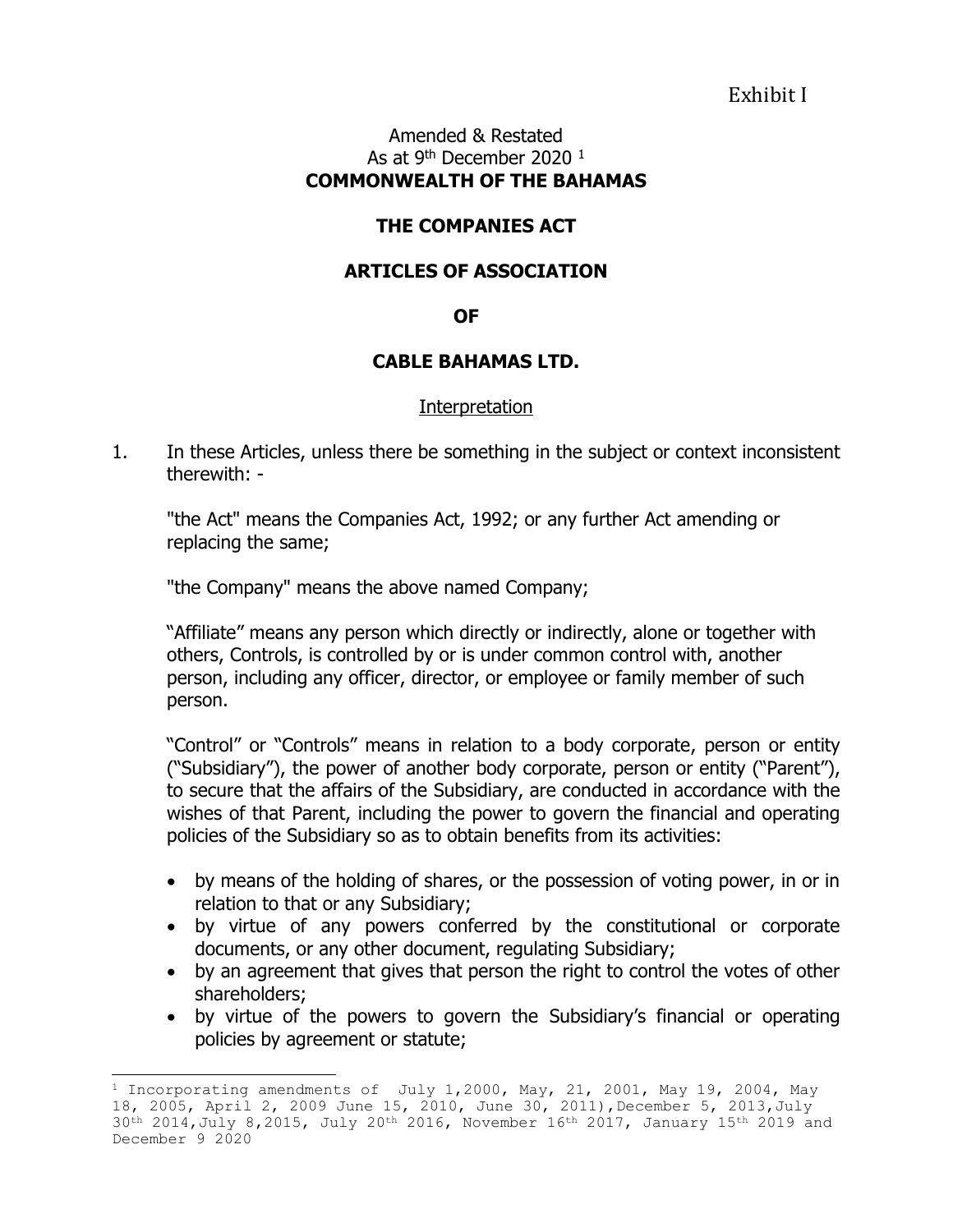Exhibit I

Amended & Restated
As at 9th December 2020 [1]

**COMMONWEALTH OF THE BAHAMAS**

**THE COMPANIES ACT**

**ARTICLES OF ASSOCIATION**

**OF**

**CABLE BAHAMAS LTD.**

Interpretation

1. In these Articles, unless there be something in the subject or context inconsistent therewith: -

   "the Act" means the Companies Act, 1992; or any further Act amending or replacing the same;

   "the Company" means the above named Company;

   "Affiliate" means any person which directly or indirectly, alone or together with others, Controls, is controlled by or is under common control with, another person, including any officer, director, or employee or family member of such person.

   "Control" or "Controls" means in relation to a body corporate, person or entity ("Subsidiary"), the power of another body corporate, person or entity ("Parent"), to secure that the affairs of the Subsidiary, are conducted in accordance with the wishes of that Parent, including the power to govern the financial and operating policies of the Subsidiary so as to obtain benefits from its activities:

   - by means of the holding of shares, or the possession of voting power, in or in relation to that or any Subsidiary;
   - by virtue of any powers conferred by the constitutional or corporate documents, or any other document, regulating Subsidiary;
   - by an agreement that gives that person the right to control the votes of other shareholders;
   - by virtue of the powers to govern the Subsidiary's financial or operating policies by agreement or statute;

---

[1] Incorporating amendments of July 1,2000, May, 21, 2001, May 19, 2004, May 18, 2005, April 2, 2009 June 15, 2010, June 30, 2011),December 5, 2013,July 30th 2014,July 8,2015, July 20th 2016, November 16th 2017, January 15th 2019 and December 9 2020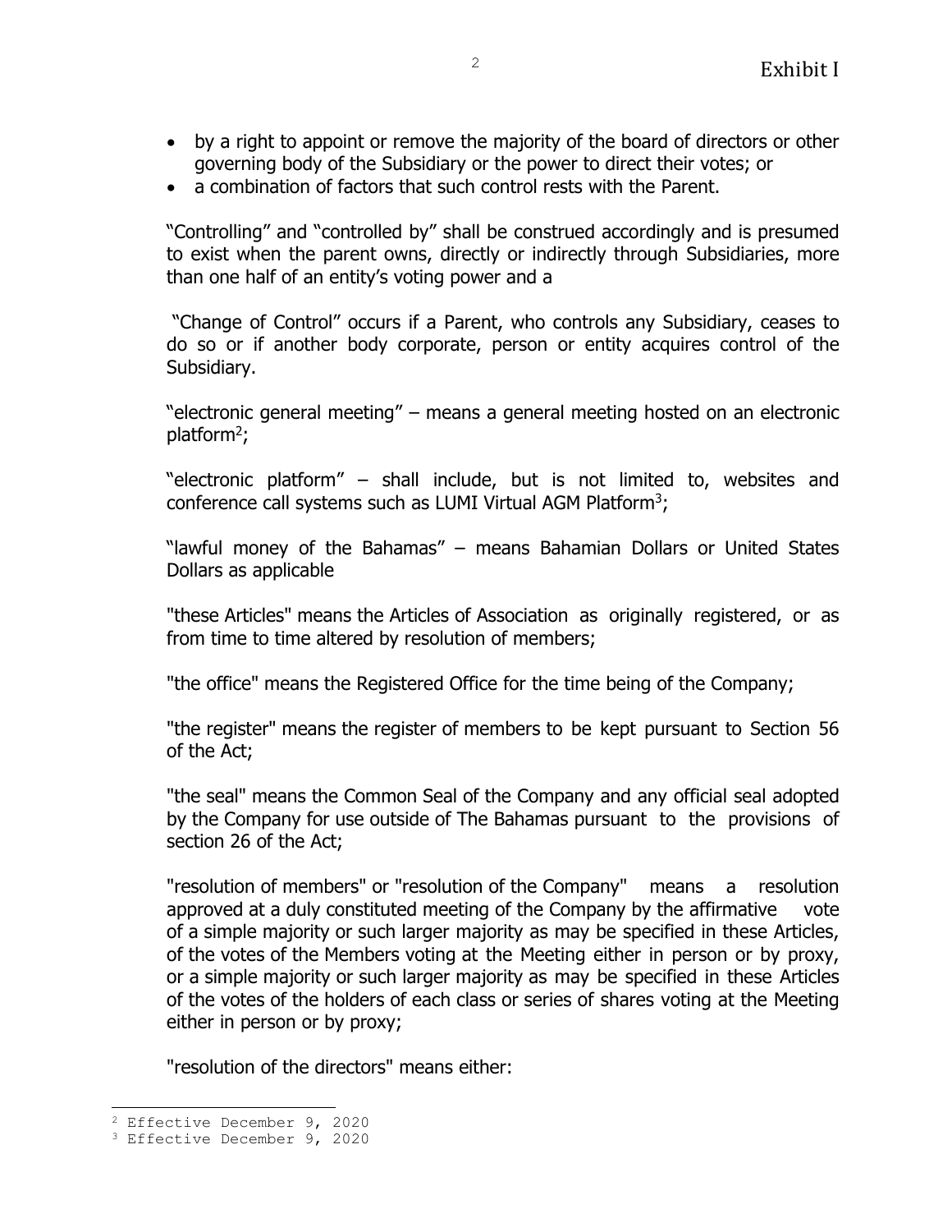- by a right to appoint or remove the majority of the board of directors or other governing body of the Subsidiary or the power to direct their votes; or
- a combination of factors that such control rests with the Parent.

"Controlling" and "controlled by" shall be construed accordingly and is presumed to exist when the parent owns, directly or indirectly through Subsidiaries, more than one half of an entity's voting power and a

"Change of Control" occurs if a Parent, who controls any Subsidiary, ceases to do so or if another body corporate, person or entity acquires control of the Subsidiary.

"electronic general meeting" – means a general meeting hosted on an electronic platform[2];

"electronic platform" – shall include, but is not limited to, websites and conference call systems such as LUMI Virtual AGM Platform[3];

"lawful money of the Bahamas" – means Bahamian Dollars or United States Dollars as applicable

"these Articles" means the Articles of Association as originally registered, or as from time to time altered by resolution of members;

"the office" means the Registered Office for the time being of the Company;

"the register" means the register of members to be kept pursuant to Section 56 of the Act;

"the seal" means the Common Seal of the Company and any official seal adopted by the Company for use outside of The Bahamas pursuant to the provisions of section 26 of the Act;

"resolution of members" or "resolution of the Company" means a resolution approved at a duly constituted meeting of the Company by the affirmative vote of a simple majority or such larger majority as may be specified in these Articles, of the votes of the Members voting at the Meeting either in person or by proxy, or a simple majority or such larger majority as may be specified in these Articles of the votes of the holders of each class or series of shares voting at the Meeting either in person or by proxy;

"resolution of the directors" means either:

[2] Effective December 9, 2020

[3] Effective December 9, 2020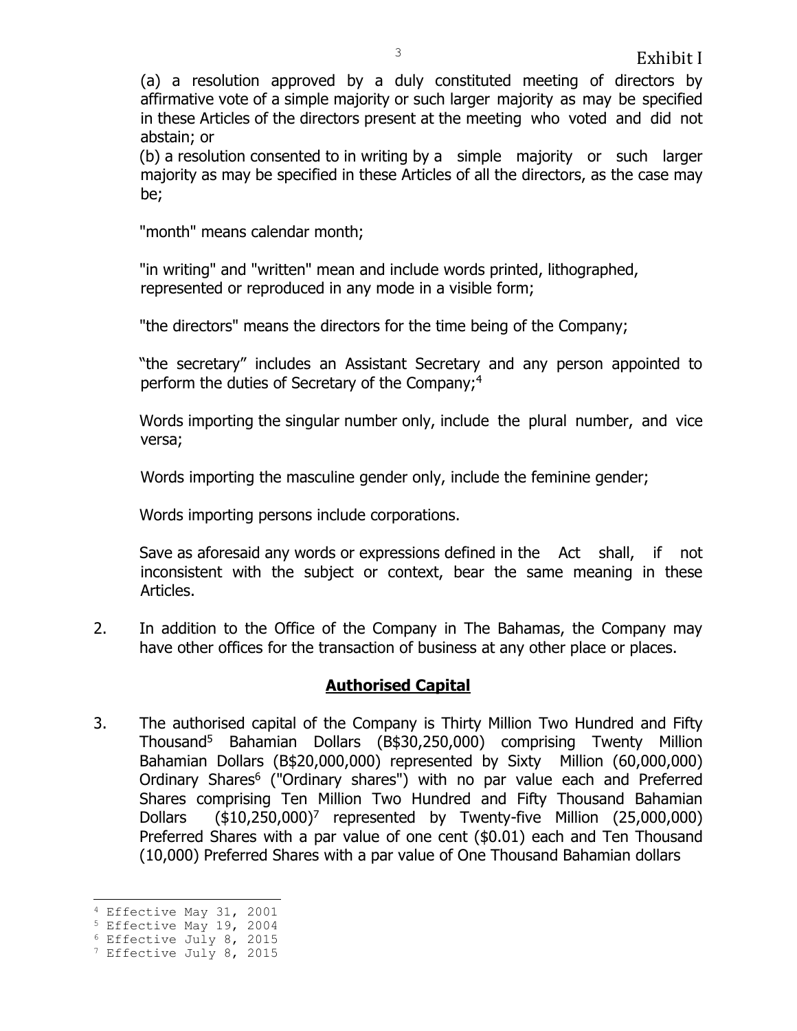(a) a resolution approved by a duly constituted meeting of directors by affirmative vote of a simple majority or such larger majority as may be specified in these Articles of the directors present at the meeting who voted and did not abstain; or

(b) a resolution consented to in writing by a simple majority or such larger majority as may be specified in these Articles of all the directors, as the case may be;

"month" means calendar month;

"in writing" and "written" mean and include words printed, lithographed, represented or reproduced in any mode in a visible form;

"the directors" means the directors for the time being of the Company;

"the secretary" includes an Assistant Secretary and any person appointed to perform the duties of Secretary of the Company;[4]

Words importing the singular number only, include the plural number, and vice versa;

Words importing the masculine gender only, include the feminine gender;

Words importing persons include corporations.

Save as aforesaid any words or expressions defined in the Act shall, if not inconsistent with the subject or context, bear the same meaning in these Articles.

2. In addition to the Office of the Company in The Bahamas, the Company may have other offices for the transaction of business at any other place or places.

## **Authorised Capital**

3. The authorised capital of the Company is Thirty Million Two Hundred and Fifty Thousand[5] Bahamian Dollars (B$30,250,000) comprising Twenty Million Bahamian Dollars (B$20,000,000) represented by Sixty Million (60,000,000) Ordinary Shares[6] ("Ordinary shares") with no par value each and Preferred Shares comprising Ten Million Two Hundred and Fifty Thousand Bahamian Dollars ($10,250,000)[7] represented by Twenty-five Million (25,000,000) Preferred Shares with a par value of one cent ($0.01) each and Ten Thousand (10,000) Preferred Shares with a par value of One Thousand Bahamian dollars

---

[4] Effective May 31, 2001

[5] Effective May 19, 2004

[6] Effective July 8, 2015

[7] Effective July 8, 2015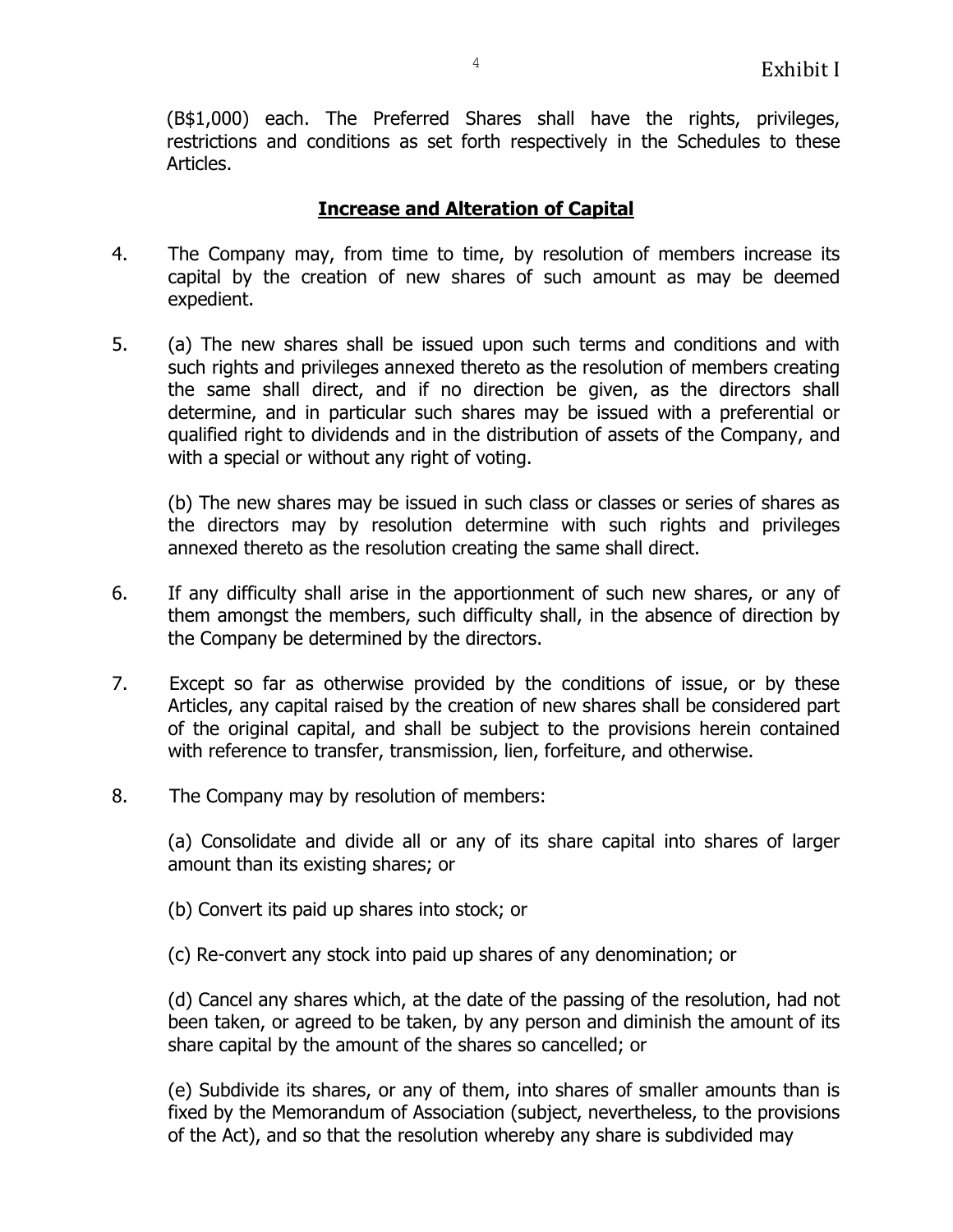(B$1,000) each. The Preferred Shares shall have the rights, privileges, restrictions and conditions as set forth respectively in the Schedules to these Articles.

## **Increase and Alteration of Capital**

4. The Company may, from time to time, by resolution of members increase its capital by the creation of new shares of such amount as may be deemed expedient.

5. (a) The new shares shall be issued upon such terms and conditions and with such rights and privileges annexed thereto as the resolution of members creating the same shall direct, and if no direction be given, as the directors shall determine, and in particular such shares may be issued with a preferential or qualified right to dividends and in the distribution of assets of the Company, and with a special or without any right of voting.

   (b) The new shares may be issued in such class or classes or series of shares as the directors may by resolution determine with such rights and privileges annexed thereto as the resolution creating the same shall direct.

6. If any difficulty shall arise in the apportionment of such new shares, or any of them amongst the members, such difficulty shall, in the absence of direction by the Company be determined by the directors.

7. Except so far as otherwise provided by the conditions of issue, or by these Articles, any capital raised by the creation of new shares shall be considered part of the original capital, and shall be subject to the provisions herein contained with reference to transfer, transmission, lien, forfeiture, and otherwise.

8. The Company may by resolution of members:

   (a) Consolidate and divide all or any of its share capital into shares of larger amount than its existing shares; or

   (b) Convert its paid up shares into stock; or

   (c) Re-convert any stock into paid up shares of any denomination; or

   (d) Cancel any shares which, at the date of the passing of the resolution, had not been taken, or agreed to be taken, by any person and diminish the amount of its share capital by the amount of the shares so cancelled; or

   (e) Subdivide its shares, or any of them, into shares of smaller amounts than is fixed by the Memorandum of Association (subject, nevertheless, to the provisions of the Act), and so that the resolution whereby any share is subdivided may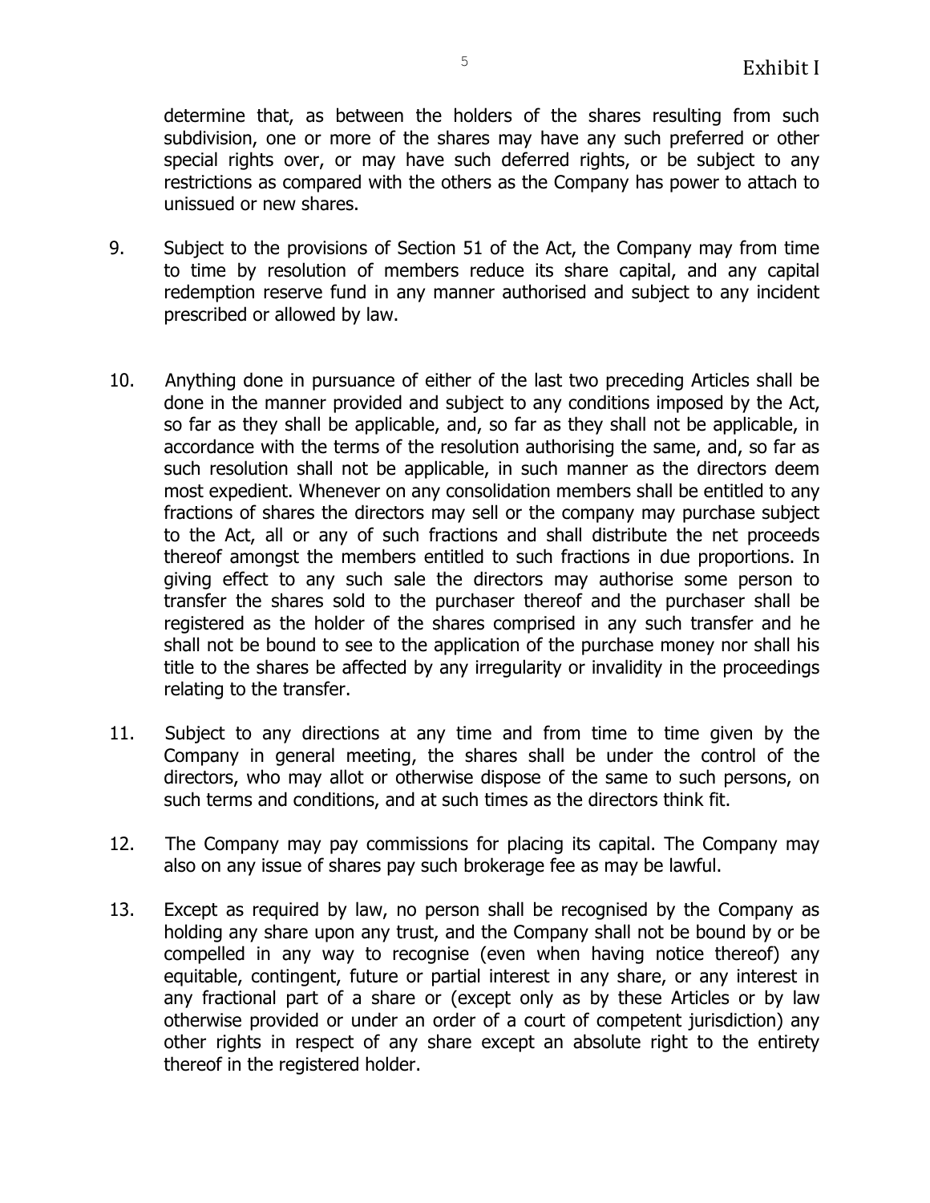determine that, as between the holders of the shares resulting from such subdivision, one or more of the shares may have any such preferred or other special rights over, or may have such deferred rights, or be subject to any restrictions as compared with the others as the Company has power to attach to unissued or new shares.

9. Subject to the provisions of Section 51 of the Act, the Company may from time to time by resolution of members reduce its share capital, and any capital redemption reserve fund in any manner authorised and subject to any incident prescribed or allowed by law.

10. Anything done in pursuance of either of the last two preceding Articles shall be done in the manner provided and subject to any conditions imposed by the Act, so far as they shall be applicable, and, so far as they shall not be applicable, in accordance with the terms of the resolution authorising the same, and, so far as such resolution shall not be applicable, in such manner as the directors deem most expedient. Whenever on any consolidation members shall be entitled to any fractions of shares the directors may sell or the company may purchase subject to the Act, all or any of such fractions and shall distribute the net proceeds thereof amongst the members entitled to such fractions in due proportions. In giving effect to any such sale the directors may authorise some person to transfer the shares sold to the purchaser thereof and the purchaser shall be registered as the holder of the shares comprised in any such transfer and he shall not be bound to see to the application of the purchase money nor shall his title to the shares be affected by any irregularity or invalidity in the proceedings relating to the transfer.

11. Subject to any directions at any time and from time to time given by the Company in general meeting, the shares shall be under the control of the directors, who may allot or otherwise dispose of the same to such persons, on such terms and conditions, and at such times as the directors think fit.

12. The Company may pay commissions for placing its capital. The Company may also on any issue of shares pay such brokerage fee as may be lawful.

13. Except as required by law, no person shall be recognised by the Company as holding any share upon any trust, and the Company shall not be bound by or be compelled in any way to recognise (even when having notice thereof) any equitable, contingent, future or partial interest in any share, or any interest in any fractional part of a share or (except only as by these Articles or by law otherwise provided or under an order of a court of competent jurisdiction) any other rights in respect of any share except an absolute right to the entirety thereof in the registered holder.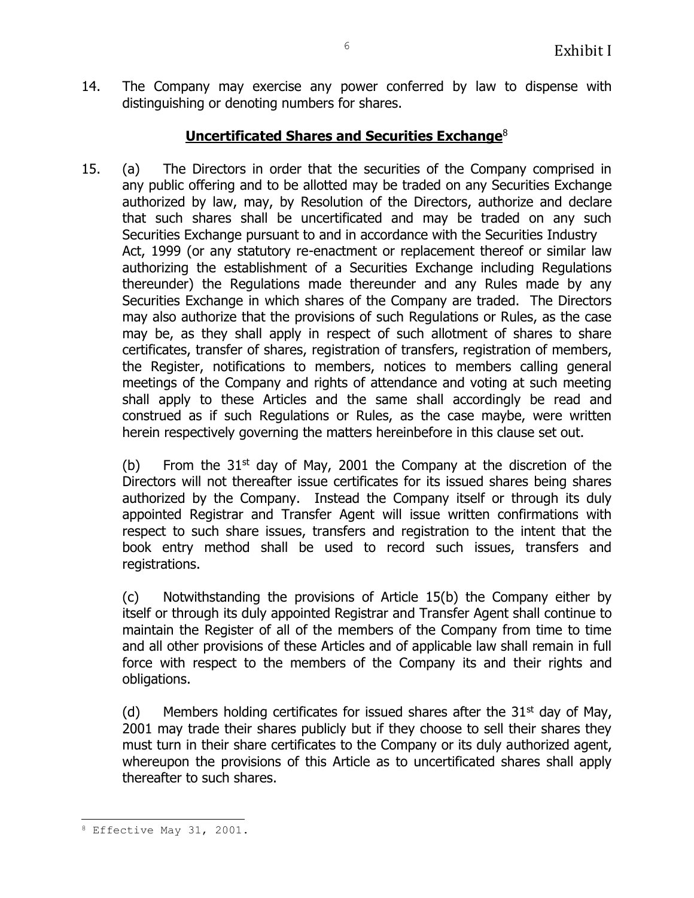14. The Company may exercise any power conferred by law to dispense with distinguishing or denoting numbers for shares.

## **Uncertificated Shares and Securities Exchange**[8]

15. (a) The Directors in order that the securities of the Company comprised in any public offering and to be allotted may be traded on any Securities Exchange authorized by law, may, by Resolution of the Directors, authorize and declare that such shares shall be uncertificated and may be traded on any such Securities Exchange pursuant to and in accordance with the Securities Industry Act, 1999 (or any statutory re-enactment or replacement thereof or similar law authorizing the establishment of a Securities Exchange including Regulations thereunder) the Regulations made thereunder and any Rules made by any Securities Exchange in which shares of the Company are traded. The Directors may also authorize that the provisions of such Regulations or Rules, as the case may be, as they shall apply in respect of such allotment of shares to share certificates, transfer of shares, registration of transfers, registration of members, the Register, notifications to members, notices to members calling general meetings of the Company and rights of attendance and voting at such meeting shall apply to these Articles and the same shall accordingly be read and construed as if such Regulations or Rules, as the case maybe, were written herein respectively governing the matters hereinbefore in this clause set out.

    (b) From the 31st day of May, 2001 the Company at the discretion of the Directors will not thereafter issue certificates for its issued shares being shares authorized by the Company. Instead the Company itself or through its duly appointed Registrar and Transfer Agent will issue written confirmations with respect to such share issues, transfers and registration to the intent that the book entry method shall be used to record such issues, transfers and registrations.

    (c) Notwithstanding the provisions of Article 15(b) the Company either by itself or through its duly appointed Registrar and Transfer Agent shall continue to maintain the Register of all of the members of the Company from time to time and all other provisions of these Articles and of applicable law shall remain in full force with respect to the members of the Company its and their rights and obligations.

    (d) Members holding certificates for issued shares after the 31st day of May, 2001 may trade their shares publicly but if they choose to sell their shares they must turn in their share certificates to the Company or its duly authorized agent, whereupon the provisions of this Article as to uncertificated shares shall apply thereafter to such shares.

---

[8] Effective May 31, 2001.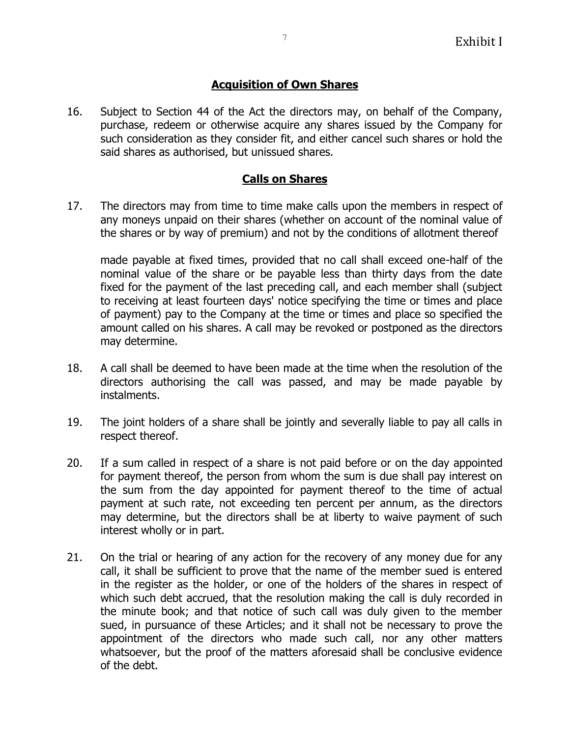## Acquisition of Own Shares

16. Subject to Section 44 of the Act the directors may, on behalf of the Company, purchase, redeem or otherwise acquire any shares issued by the Company for such consideration as they consider fit, and either cancel such shares or hold the said shares as authorised, but unissued shares.

## Calls on Shares

17. The directors may from time to time make calls upon the members in respect of any moneys unpaid on their shares (whether on account of the nominal value of the shares or by way of premium) and not by the conditions of allotment thereof

    made payable at fixed times, provided that no call shall exceed one-half of the nominal value of the share or be payable less than thirty days from the date fixed for the payment of the last preceding call, and each member shall (subject to receiving at least fourteen days' notice specifying the time or times and place of payment) pay to the Company at the time or times and place so specified the amount called on his shares. A call may be revoked or postponed as the directors may determine.

18. A call shall be deemed to have been made at the time when the resolution of the directors authorising the call was passed, and may be made payable by instalments.

19. The joint holders of a share shall be jointly and severally liable to pay all calls in respect thereof.

20. If a sum called in respect of a share is not paid before or on the day appointed for payment thereof, the person from whom the sum is due shall pay interest on the sum from the day appointed for payment thereof to the time of actual payment at such rate, not exceeding ten percent per annum, as the directors may determine, but the directors shall be at liberty to waive payment of such interest wholly or in part.

21. On the trial or hearing of any action for the recovery of any money due for any call, it shall be sufficient to prove that the name of the member sued is entered in the register as the holder, or one of the holders of the shares in respect of which such debt accrued, that the resolution making the call is duly recorded in the minute book; and that notice of such call was duly given to the member sued, in pursuance of these Articles; and it shall not be necessary to prove the appointment of the directors who made such call, nor any other matters whatsoever, but the proof of the matters aforesaid shall be conclusive evidence of the debt.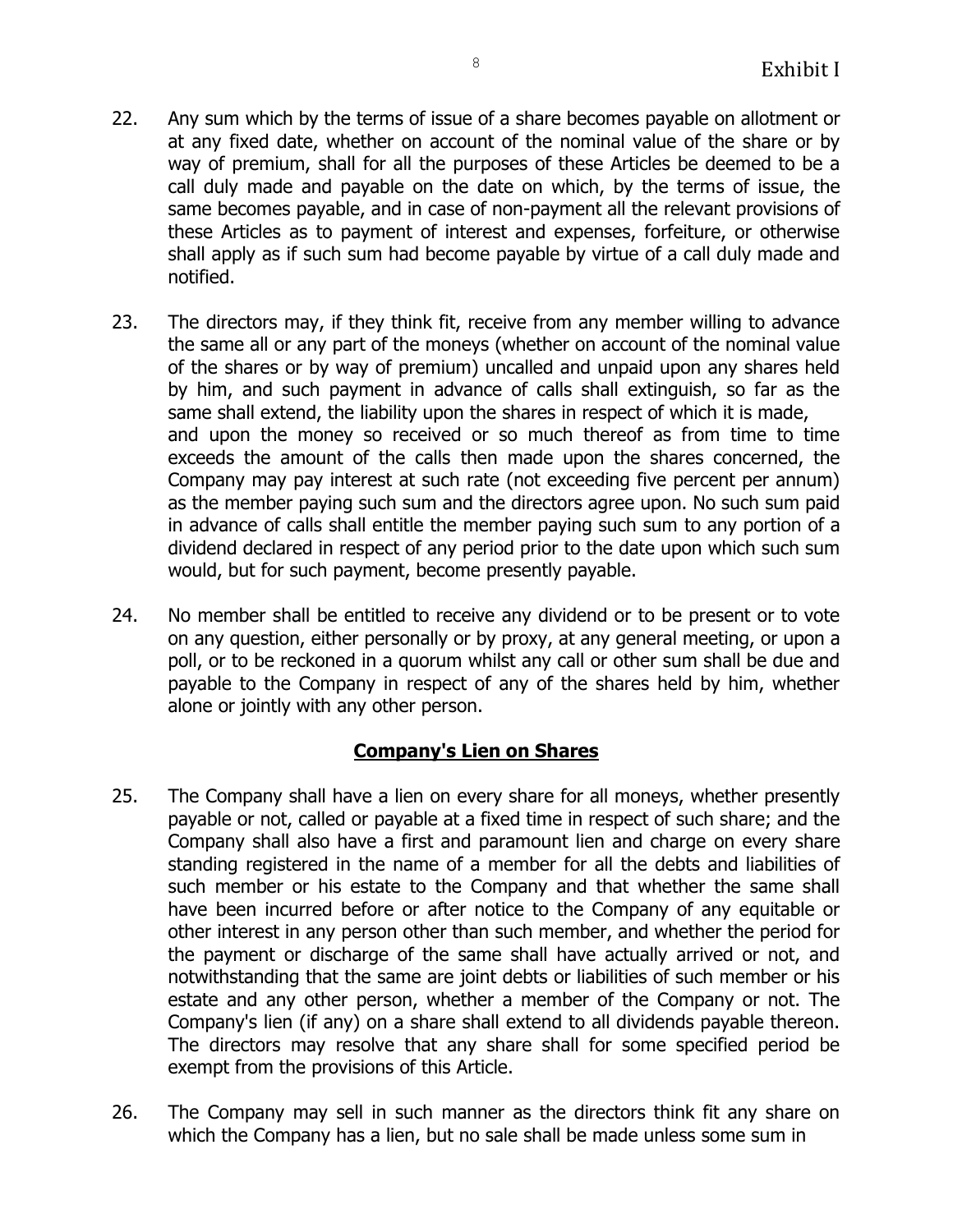22. Any sum which by the terms of issue of a share becomes payable on allotment or at any fixed date, whether on account of the nominal value of the share or by way of premium, shall for all the purposes of these Articles be deemed to be a call duly made and payable on the date on which, by the terms of issue, the same becomes payable, and in case of non-payment all the relevant provisions of these Articles as to payment of interest and expenses, forfeiture, or otherwise shall apply as if such sum had become payable by virtue of a call duly made and notified.

23. The directors may, if they think fit, receive from any member willing to advance the same all or any part of the moneys (whether on account of the nominal value of the shares or by way of premium) uncalled and unpaid upon any shares held by him, and such payment in advance of calls shall extinguish, so far as the same shall extend, the liability upon the shares in respect of which it is made, and upon the money so received or so much thereof as from time to time exceeds the amount of the calls then made upon the shares concerned, the Company may pay interest at such rate (not exceeding five percent per annum) as the member paying such sum and the directors agree upon. No such sum paid in advance of calls shall entitle the member paying such sum to any portion of a dividend declared in respect of any period prior to the date upon which such sum would, but for such payment, become presently payable.

24. No member shall be entitled to receive any dividend or to be present or to vote on any question, either personally or by proxy, at any general meeting, or upon a poll, or to be reckoned in a quorum whilst any call or other sum shall be due and payable to the Company in respect of any of the shares held by him, whether alone or jointly with any other person.

## **Company's Lien on Shares**

25. The Company shall have a lien on every share for all moneys, whether presently payable or not, called or payable at a fixed time in respect of such share; and the Company shall also have a first and paramount lien and charge on every share standing registered in the name of a member for all the debts and liabilities of such member or his estate to the Company and that whether the same shall have been incurred before or after notice to the Company of any equitable or other interest in any person other than such member, and whether the period for the payment or discharge of the same shall have actually arrived or not, and notwithstanding that the same are joint debts or liabilities of such member or his estate and any other person, whether a member of the Company or not. The Company's lien (if any) on a share shall extend to all dividends payable thereon. The directors may resolve that any share shall for some specified period be exempt from the provisions of this Article.

26. The Company may sell in such manner as the directors think fit any share on which the Company has a lien, but no sale shall be made unless some sum in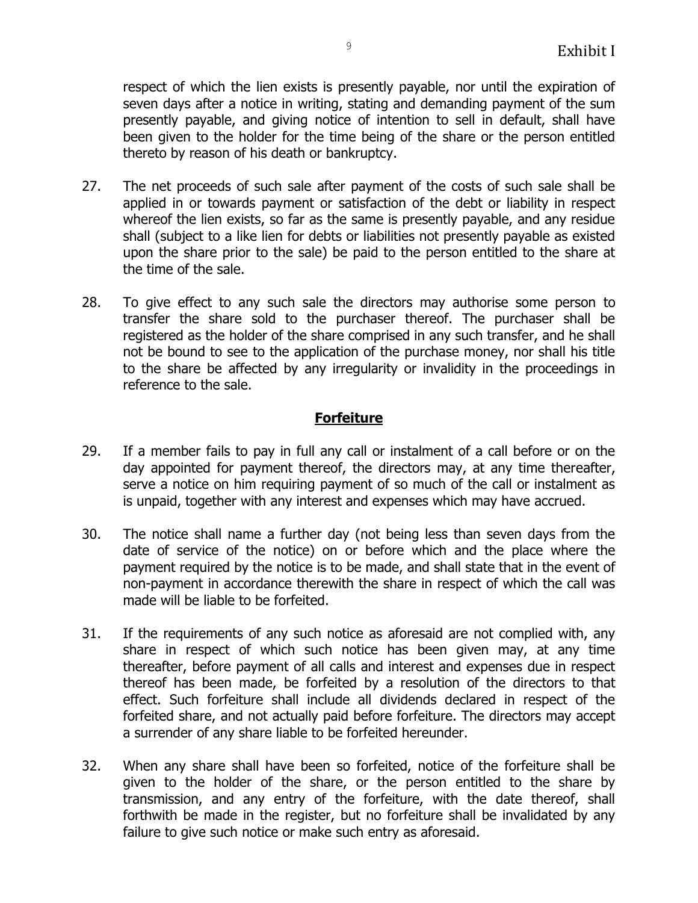respect of which the lien exists is presently payable, nor until the expiration of seven days after a notice in writing, stating and demanding payment of the sum presently payable, and giving notice of intention to sell in default, shall have been given to the holder for the time being of the share or the person entitled thereto by reason of his death or bankruptcy.

27. The net proceeds of such sale after payment of the costs of such sale shall be applied in or towards payment or satisfaction of the debt or liability in respect whereof the lien exists, so far as the same is presently payable, and any residue shall (subject to a like lien for debts or liabilities not presently payable as existed upon the share prior to the sale) be paid to the person entitled to the share at the time of the sale.

28. To give effect to any such sale the directors may authorise some person to transfer the share sold to the purchaser thereof. The purchaser shall be registered as the holder of the share comprised in any such transfer, and he shall not be bound to see to the application of the purchase money, nor shall his title to the share be affected by any irregularity or invalidity in the proceedings in reference to the sale.

## **Forfeiture**

29. If a member fails to pay in full any call or instalment of a call before or on the day appointed for payment thereof, the directors may, at any time thereafter, serve a notice on him requiring payment of so much of the call or instalment as is unpaid, together with any interest and expenses which may have accrued.

30. The notice shall name a further day (not being less than seven days from the date of service of the notice) on or before which and the place where the payment required by the notice is to be made, and shall state that in the event of non-payment in accordance therewith the share in respect of which the call was made will be liable to be forfeited.

31. If the requirements of any such notice as aforesaid are not complied with, any share in respect of which such notice has been given may, at any time thereafter, before payment of all calls and interest and expenses due in respect thereof has been made, be forfeited by a resolution of the directors to that effect. Such forfeiture shall include all dividends declared in respect of the forfeited share, and not actually paid before forfeiture. The directors may accept a surrender of any share liable to be forfeited hereunder.

32. When any share shall have been so forfeited, notice of the forfeiture shall be given to the holder of the share, or the person entitled to the share by transmission, and any entry of the forfeiture, with the date thereof, shall forthwith be made in the register, but no forfeiture shall be invalidated by any failure to give such notice or make such entry as aforesaid.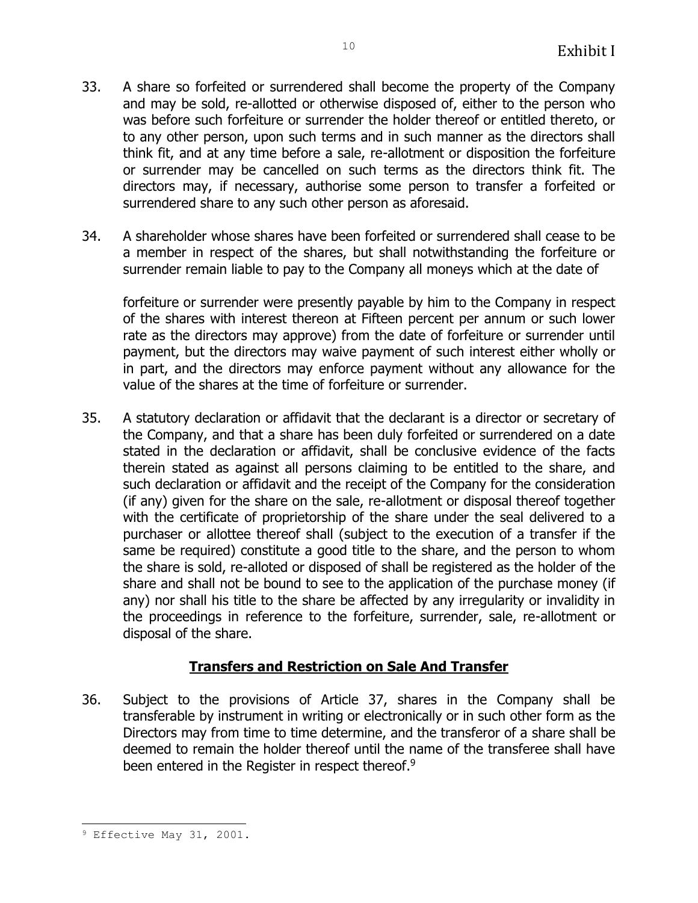33. A share so forfeited or surrendered shall become the property of the Company and may be sold, re-allotted or otherwise disposed of, either to the person who was before such forfeiture or surrender the holder thereof or entitled thereto, or to any other person, upon such terms and in such manner as the directors shall think fit, and at any time before a sale, re-allotment or disposition the forfeiture or surrender may be cancelled on such terms as the directors think fit. The directors may, if necessary, authorise some person to transfer a forfeited or surrendered share to any such other person as aforesaid.

34. A shareholder whose shares have been forfeited or surrendered shall cease to be a member in respect of the shares, but shall notwithstanding the forfeiture or surrender remain liable to pay to the Company all moneys which at the date of

    forfeiture or surrender were presently payable by him to the Company in respect of the shares with interest thereon at Fifteen percent per annum or such lower rate as the directors may approve) from the date of forfeiture or surrender until payment, but the directors may waive payment of such interest either wholly or in part, and the directors may enforce payment without any allowance for the value of the shares at the time of forfeiture or surrender.

35. A statutory declaration or affidavit that the declarant is a director or secretary of the Company, and that a share has been duly forfeited or surrendered on a date stated in the declaration or affidavit, shall be conclusive evidence of the facts therein stated as against all persons claiming to be entitled to the share, and such declaration or affidavit and the receipt of the Company for the consideration (if any) given for the share on the sale, re-allotment or disposal thereof together with the certificate of proprietorship of the share under the seal delivered to a purchaser or allottee thereof shall (subject to the execution of a transfer if the same be required) constitute a good title to the share, and the person to whom the share is sold, re-alloted or disposed of shall be registered as the holder of the share and shall not be bound to see to the application of the purchase money (if any) nor shall his title to the share be affected by any irregularity or invalidity in the proceedings in reference to the forfeiture, surrender, sale, re-allotment or disposal of the share.

## Transfers and Restriction on Sale And Transfer

36. Subject to the provisions of Article 37, shares in the Company shall be transferable by instrument in writing or electronically or in such other form as the Directors may from time to time determine, and the transferor of a share shall be deemed to remain the holder thereof until the name of the transferee shall have been entered in the Register in respect thereof.[9]

---

[9] Effective May 31, 2001.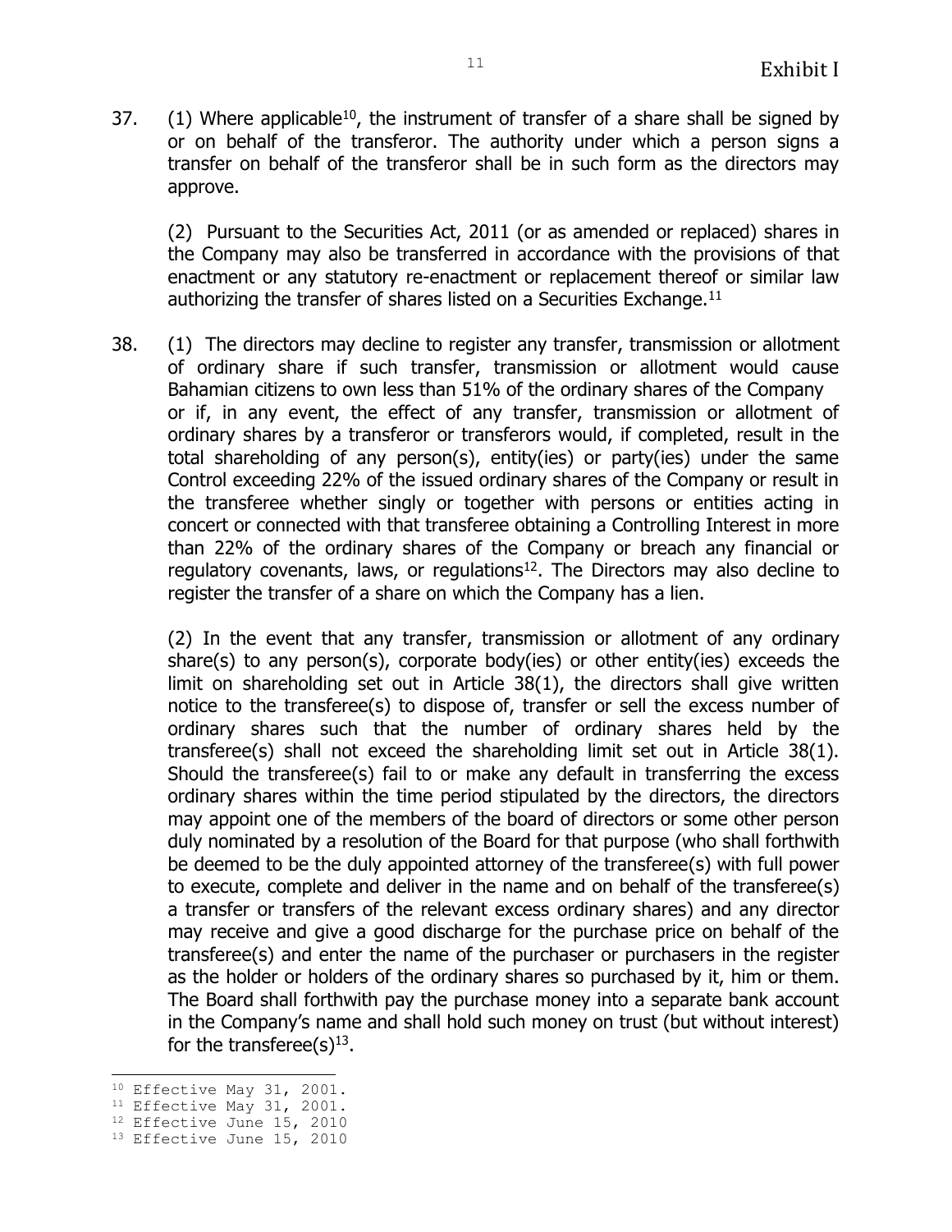37. (1) Where applicable[10], the instrument of transfer of a share shall be signed by or on behalf of the transferor. The authority under which a person signs a transfer on behalf of the transferor shall be in such form as the directors may approve.

(2) Pursuant to the Securities Act, 2011 (or as amended or replaced) shares in the Company may also be transferred in accordance with the provisions of that enactment or any statutory re-enactment or replacement thereof or similar law authorizing the transfer of shares listed on a Securities Exchange.[11]

38. (1) The directors may decline to register any transfer, transmission or allotment of ordinary share if such transfer, transmission or allotment would cause Bahamian citizens to own less than 51% of the ordinary shares of the Company or if, in any event, the effect of any transfer, transmission or allotment of ordinary shares by a transferor or transferors would, if completed, result in the total shareholding of any person(s), entity(ies) or party(ies) under the same Control exceeding 22% of the issued ordinary shares of the Company or result in the transferee whether singly or together with persons or entities acting in concert or connected with that transferee obtaining a Controlling Interest in more than 22% of the ordinary shares of the Company or breach any financial or regulatory covenants, laws, or regulations[12]. The Directors may also decline to register the transfer of a share on which the Company has a lien.

(2) In the event that any transfer, transmission or allotment of any ordinary share(s) to any person(s), corporate body(ies) or other entity(ies) exceeds the limit on shareholding set out in Article 38(1), the directors shall give written notice to the transferee(s) to dispose of, transfer or sell the excess number of ordinary shares such that the number of ordinary shares held by the transferee(s) shall not exceed the shareholding limit set out in Article 38(1). Should the transferee(s) fail to or make any default in transferring the excess ordinary shares within the time period stipulated by the directors, the directors may appoint one of the members of the board of directors or some other person duly nominated by a resolution of the Board for that purpose (who shall forthwith be deemed to be the duly appointed attorney of the transferee(s) with full power to execute, complete and deliver in the name and on behalf of the transferee(s) a transfer or transfers of the relevant excess ordinary shares) and any director may receive and give a good discharge for the purchase price on behalf of the transferee(s) and enter the name of the purchaser or purchasers in the register as the holder or holders of the ordinary shares so purchased by it, him or them. The Board shall forthwith pay the purchase money into a separate bank account in the Company's name and shall hold such money on trust (but without interest) for the transferee(s)[13].

---

[10] Effective May 31, 2001.
[11] Effective May 31, 2001.
[12] Effective June 15, 2010
[13] Effective June 15, 2010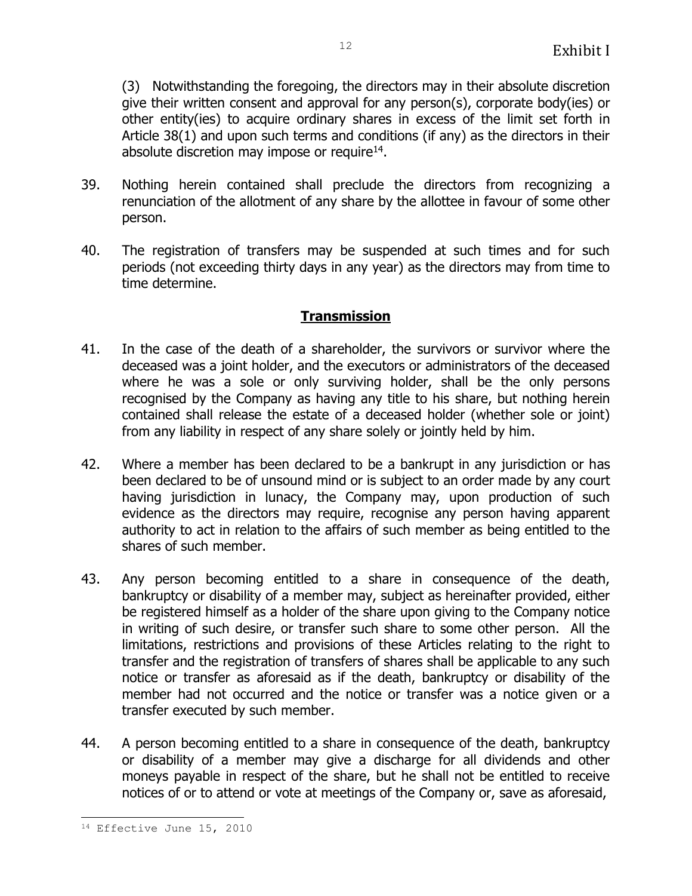(3) Notwithstanding the foregoing, the directors may in their absolute discretion give their written consent and approval for any person(s), corporate body(ies) or other entity(ies) to acquire ordinary shares in excess of the limit set forth in Article 38(1) and upon such terms and conditions (if any) as the directors in their absolute discretion may impose or require[14].

39. Nothing herein contained shall preclude the directors from recognizing a renunciation of the allotment of any share by the allottee in favour of some other person.

40. The registration of transfers may be suspended at such times and for such periods (not exceeding thirty days in any year) as the directors may from time to time determine.

## **Transmission**

41. In the case of the death of a shareholder, the survivors or survivor where the deceased was a joint holder, and the executors or administrators of the deceased where he was a sole or only surviving holder, shall be the only persons recognised by the Company as having any title to his share, but nothing herein contained shall release the estate of a deceased holder (whether sole or joint) from any liability in respect of any share solely or jointly held by him.

42. Where a member has been declared to be a bankrupt in any jurisdiction or has been declared to be of unsound mind or is subject to an order made by any court having jurisdiction in lunacy, the Company may, upon production of such evidence as the directors may require, recognise any person having apparent authority to act in relation to the affairs of such member as being entitled to the shares of such member.

43. Any person becoming entitled to a share in consequence of the death, bankruptcy or disability of a member may, subject as hereinafter provided, either be registered himself as a holder of the share upon giving to the Company notice in writing of such desire, or transfer such share to some other person. All the limitations, restrictions and provisions of these Articles relating to the right to transfer and the registration of transfers of shares shall be applicable to any such notice or transfer as aforesaid as if the death, bankruptcy or disability of the member had not occurred and the notice or transfer was a notice given or a transfer executed by such member.

44. A person becoming entitled to a share in consequence of the death, bankruptcy or disability of a member may give a discharge for all dividends and other moneys payable in respect of the share, but he shall not be entitled to receive notices of or to attend or vote at meetings of the Company or, save as aforesaid,

[14] Effective June 15, 2010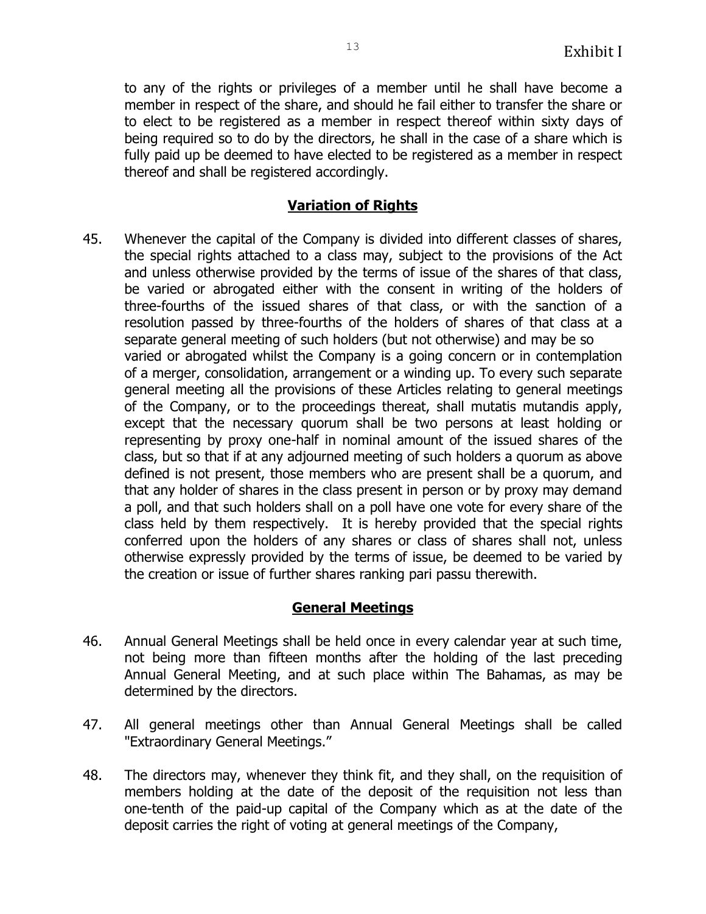to any of the rights or privileges of a member until he shall have become a member in respect of the share, and should he fail either to transfer the share or to elect to be registered as a member in respect thereof within sixty days of being required so to do by the directors, he shall in the case of a share which is fully paid up be deemed to have elected to be registered as a member in respect thereof and shall be registered accordingly.

## Variation of Rights

45. Whenever the capital of the Company is divided into different classes of shares, the special rights attached to a class may, subject to the provisions of the Act and unless otherwise provided by the terms of issue of the shares of that class, be varied or abrogated either with the consent in writing of the holders of three-fourths of the issued shares of that class, or with the sanction of a resolution passed by three-fourths of the holders of shares of that class at a separate general meeting of such holders (but not otherwise) and may be so varied or abrogated whilst the Company is a going concern or in contemplation of a merger, consolidation, arrangement or a winding up. To every such separate general meeting all the provisions of these Articles relating to general meetings of the Company, or to the proceedings thereat, shall mutatis mutandis apply, except that the necessary quorum shall be two persons at least holding or representing by proxy one-half in nominal amount of the issued shares of the class, but so that if at any adjourned meeting of such holders a quorum as above defined is not present, those members who are present shall be a quorum, and that any holder of shares in the class present in person or by proxy may demand a poll, and that such holders shall on a poll have one vote for every share of the class held by them respectively. It is hereby provided that the special rights conferred upon the holders of any shares or class of shares shall not, unless otherwise expressly provided by the terms of issue, be deemed to be varied by the creation or issue of further shares ranking pari passu therewith.

## General Meetings

46. Annual General Meetings shall be held once in every calendar year at such time, not being more than fifteen months after the holding of the last preceding Annual General Meeting, and at such place within The Bahamas, as may be determined by the directors.

47. All general meetings other than Annual General Meetings shall be called "Extraordinary General Meetings."

48. The directors may, whenever they think fit, and they shall, on the requisition of members holding at the date of the deposit of the requisition not less than one-tenth of the paid-up capital of the Company which as at the date of the deposit carries the right of voting at general meetings of the Company,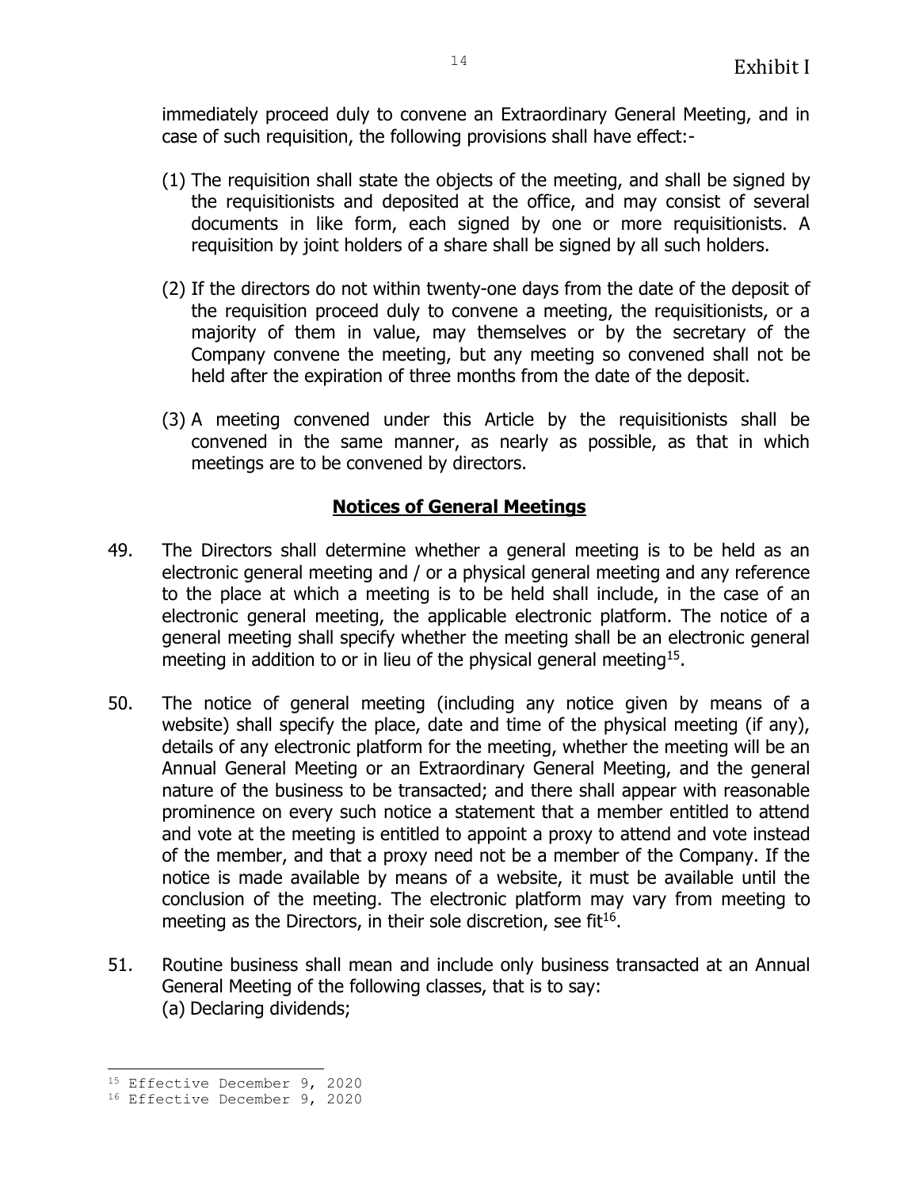immediately proceed duly to convene an Extraordinary General Meeting, and in case of such requisition, the following provisions shall have effect:-

(1) The requisition shall state the objects of the meeting, and shall be signed by the requisitionists and deposited at the office, and may consist of several documents in like form, each signed by one or more requisitionists. A requisition by joint holders of a share shall be signed by all such holders.

(2) If the directors do not within twenty-one days from the date of the deposit of the requisition proceed duly to convene a meeting, the requisitionists, or a majority of them in value, may themselves or by the secretary of the Company convene the meeting, but any meeting so convened shall not be held after the expiration of three months from the date of the deposit.

(3) A meeting convened under this Article by the requisitionists shall be convened in the same manner, as nearly as possible, as that in which meetings are to be convened by directors.

## **Notices of General Meetings**

49. The Directors shall determine whether a general meeting is to be held as an electronic general meeting and / or a physical general meeting and any reference to the place at which a meeting is to be held shall include, in the case of an electronic general meeting, the applicable electronic platform. The notice of a general meeting shall specify whether the meeting shall be an electronic general meeting in addition to or in lieu of the physical general meeting[15].

50. The notice of general meeting (including any notice given by means of a website) shall specify the place, date and time of the physical meeting (if any), details of any electronic platform for the meeting, whether the meeting will be an Annual General Meeting or an Extraordinary General Meeting, and the general nature of the business to be transacted; and there shall appear with reasonable prominence on every such notice a statement that a member entitled to attend and vote at the meeting is entitled to appoint a proxy to attend and vote instead of the member, and that a proxy need not be a member of the Company. If the notice is made available by means of a website, it must be available until the conclusion of the meeting. The electronic platform may vary from meeting to meeting as the Directors, in their sole discretion, see fit[16].

51. Routine business shall mean and include only business transacted at an Annual General Meeting of the following classes, that is to say:
(a) Declaring dividends;

---

[15] Effective December 9, 2020

[16] Effective December 9, 2020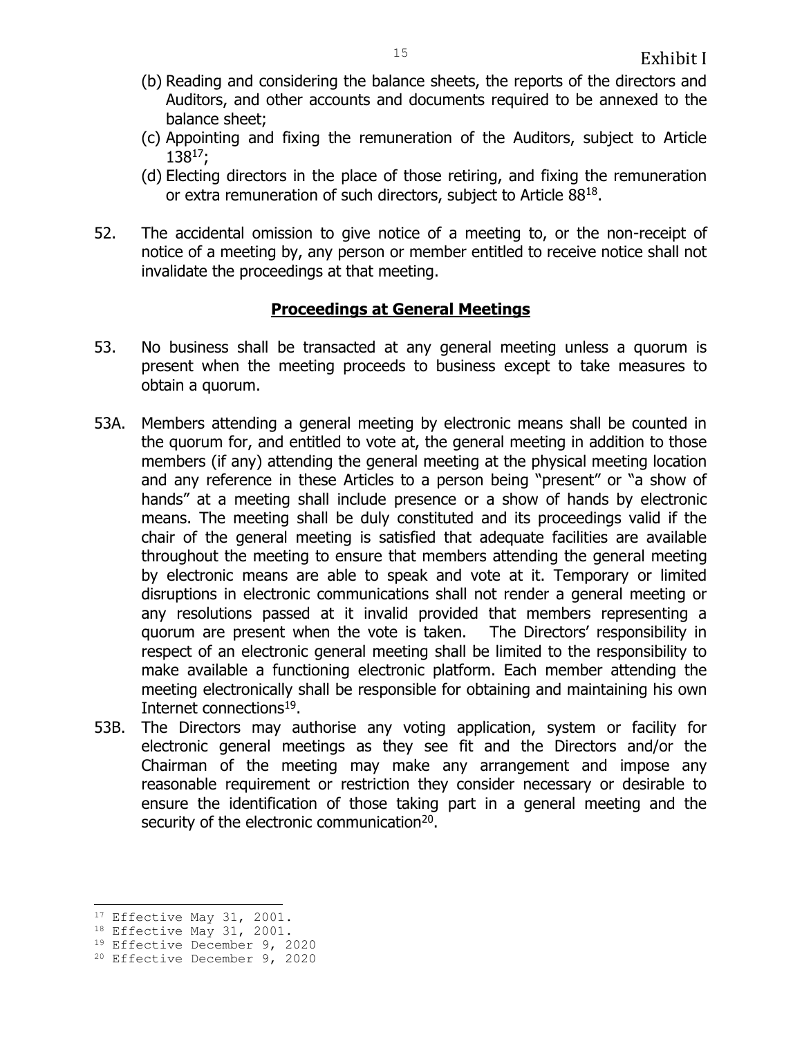(b) Reading and considering the balance sheets, the reports of the directors and Auditors, and other accounts and documents required to be annexed to the balance sheet;

(c) Appointing and fixing the remuneration of the Auditors, subject to Article 138[17];

(d) Electing directors in the place of those retiring, and fixing the remuneration or extra remuneration of such directors, subject to Article 88[18].

52. The accidental omission to give notice of a meeting to, or the non-receipt of notice of a meeting by, any person or member entitled to receive notice shall not invalidate the proceedings at that meeting.

## Proceedings at General Meetings

53. No business shall be transacted at any general meeting unless a quorum is present when the meeting proceeds to business except to take measures to obtain a quorum.

53A. Members attending a general meeting by electronic means shall be counted in the quorum for, and entitled to vote at, the general meeting in addition to those members (if any) attending the general meeting at the physical meeting location and any reference in these Articles to a person being "present" or "a show of hands" at a meeting shall include presence or a show of hands by electronic means. The meeting shall be duly constituted and its proceedings valid if the chair of the general meeting is satisfied that adequate facilities are available throughout the meeting to ensure that members attending the general meeting by electronic means are able to speak and vote at it. Temporary or limited disruptions in electronic communications shall not render a general meeting or any resolutions passed at it invalid provided that members representing a quorum are present when the vote is taken. The Directors' responsibility in respect of an electronic general meeting shall be limited to the responsibility to make available a functioning electronic platform. Each member attending the meeting electronically shall be responsible for obtaining and maintaining his own Internet connections[19].

53B. The Directors may authorise any voting application, system or facility for electronic general meetings as they see fit and the Directors and/or the Chairman of the meeting may make any arrangement and impose any reasonable requirement or restriction they consider necessary or desirable to ensure the identification of those taking part in a general meeting and the security of the electronic communication[20].

---

[17] Effective May 31, 2001.

[18] Effective May 31, 2001.

[19] Effective December 9, 2020

[20] Effective December 9, 2020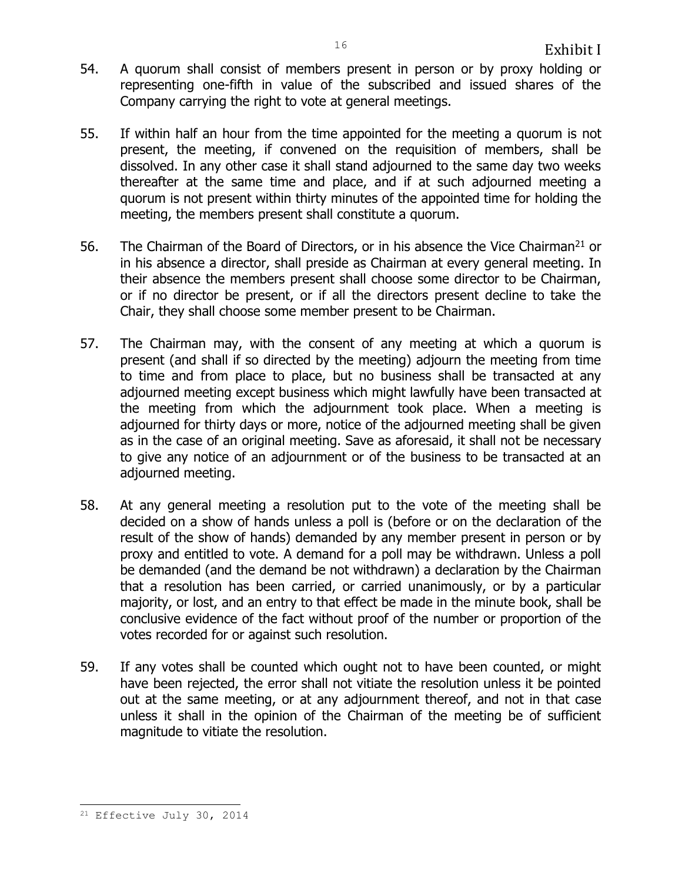54. A quorum shall consist of members present in person or by proxy holding or representing one-fifth in value of the subscribed and issued shares of the Company carrying the right to vote at general meetings.

55. If within half an hour from the time appointed for the meeting a quorum is not present, the meeting, if convened on the requisition of members, shall be dissolved. In any other case it shall stand adjourned to the same day two weeks thereafter at the same time and place, and if at such adjourned meeting a quorum is not present within thirty minutes of the appointed time for holding the meeting, the members present shall constitute a quorum.

56. The Chairman of the Board of Directors, or in his absence the Vice Chairman[21] or in his absence a director, shall preside as Chairman at every general meeting. In their absence the members present shall choose some director to be Chairman, or if no director be present, or if all the directors present decline to take the Chair, they shall choose some member present to be Chairman.

57. The Chairman may, with the consent of any meeting at which a quorum is present (and shall if so directed by the meeting) adjourn the meeting from time to time and from place to place, but no business shall be transacted at any adjourned meeting except business which might lawfully have been transacted at the meeting from which the adjournment took place. When a meeting is adjourned for thirty days or more, notice of the adjourned meeting shall be given as in the case of an original meeting. Save as aforesaid, it shall not be necessary to give any notice of an adjournment or of the business to be transacted at an adjourned meeting.

58. At any general meeting a resolution put to the vote of the meeting shall be decided on a show of hands unless a poll is (before or on the declaration of the result of the show of hands) demanded by any member present in person or by proxy and entitled to vote. A demand for a poll may be withdrawn. Unless a poll be demanded (and the demand be not withdrawn) a declaration by the Chairman that a resolution has been carried, or carried unanimously, or by a particular majority, or lost, and an entry to that effect be made in the minute book, shall be conclusive evidence of the fact without proof of the number or proportion of the votes recorded for or against such resolution.

59. If any votes shall be counted which ought not to have been counted, or might have been rejected, the error shall not vitiate the resolution unless it be pointed out at the same meeting, or at any adjournment thereof, and not in that case unless it shall in the opinion of the Chairman of the meeting be of sufficient magnitude to vitiate the resolution.

---

[21] Effective July 30, 2014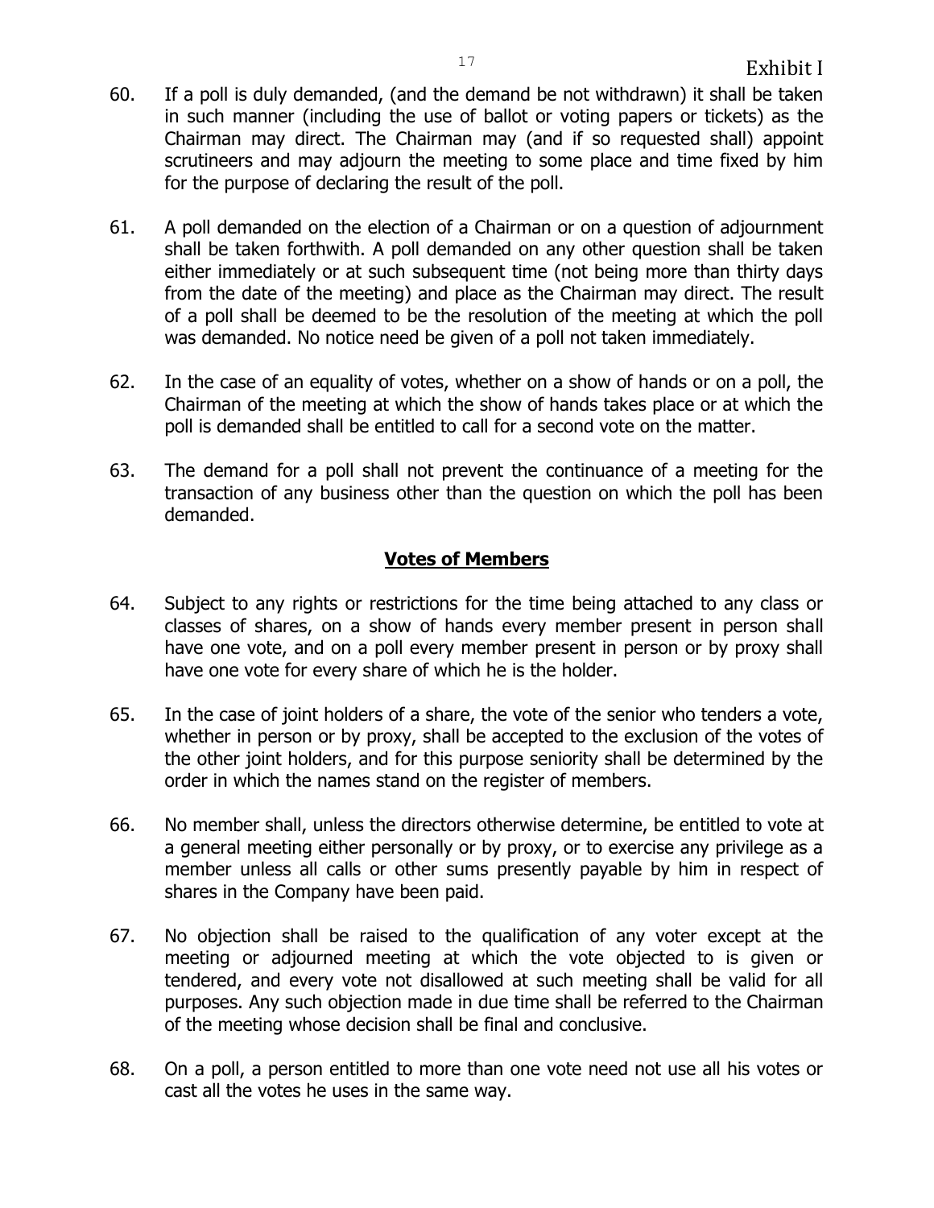60. If a poll is duly demanded, (and the demand be not withdrawn) it shall be taken in such manner (including the use of ballot or voting papers or tickets) as the Chairman may direct. The Chairman may (and if so requested shall) appoint scrutineers and may adjourn the meeting to some place and time fixed by him for the purpose of declaring the result of the poll.

61. A poll demanded on the election of a Chairman or on a question of adjournment shall be taken forthwith. A poll demanded on any other question shall be taken either immediately or at such subsequent time (not being more than thirty days from the date of the meeting) and place as the Chairman may direct. The result of a poll shall be deemed to be the resolution of the meeting at which the poll was demanded. No notice need be given of a poll not taken immediately.

62. In the case of an equality of votes, whether on a show of hands or on a poll, the Chairman of the meeting at which the show of hands takes place or at which the poll is demanded shall be entitled to call for a second vote on the matter.

63. The demand for a poll shall not prevent the continuance of a meeting for the transaction of any business other than the question on which the poll has been demanded.

## Votes of Members

64. Subject to any rights or restrictions for the time being attached to any class or classes of shares, on a show of hands every member present in person shall have one vote, and on a poll every member present in person or by proxy shall have one vote for every share of which he is the holder.

65. In the case of joint holders of a share, the vote of the senior who tenders a vote, whether in person or by proxy, shall be accepted to the exclusion of the votes of the other joint holders, and for this purpose seniority shall be determined by the order in which the names stand on the register of members.

66. No member shall, unless the directors otherwise determine, be entitled to vote at a general meeting either personally or by proxy, or to exercise any privilege as a member unless all calls or other sums presently payable by him in respect of shares in the Company have been paid.

67. No objection shall be raised to the qualification of any voter except at the meeting or adjourned meeting at which the vote objected to is given or tendered, and every vote not disallowed at such meeting shall be valid for all purposes. Any such objection made in due time shall be referred to the Chairman of the meeting whose decision shall be final and conclusive.

68. On a poll, a person entitled to more than one vote need not use all his votes or cast all the votes he uses in the same way.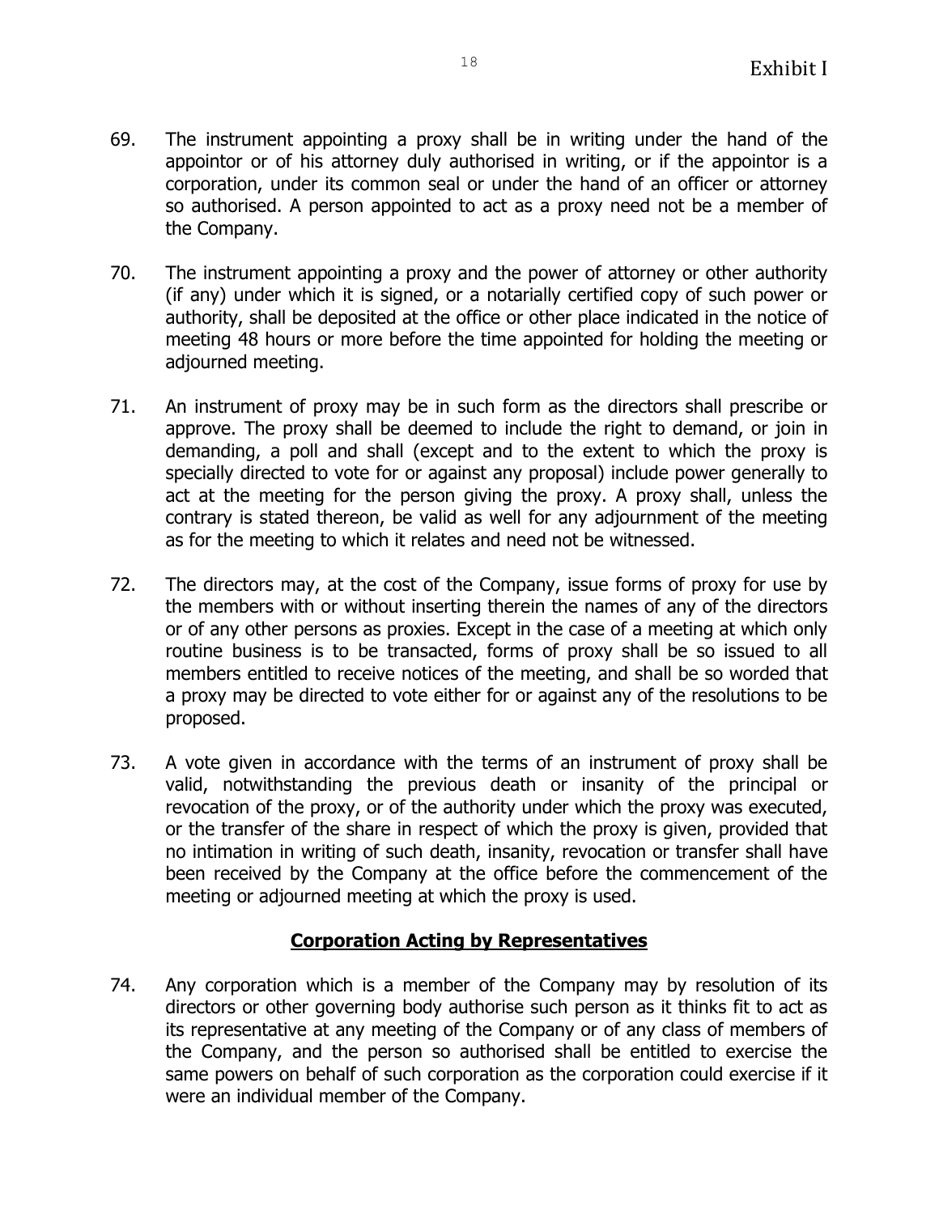69. The instrument appointing a proxy shall be in writing under the hand of the appointor or of his attorney duly authorised in writing, or if the appointor is a corporation, under its common seal or under the hand of an officer or attorney so authorised. A person appointed to act as a proxy need not be a member of the Company.

70. The instrument appointing a proxy and the power of attorney or other authority (if any) under which it is signed, or a notarially certified copy of such power or authority, shall be deposited at the office or other place indicated in the notice of meeting 48 hours or more before the time appointed for holding the meeting or adjourned meeting.

71. An instrument of proxy may be in such form as the directors shall prescribe or approve. The proxy shall be deemed to include the right to demand, or join in demanding, a poll and shall (except and to the extent to which the proxy is specially directed to vote for or against any proposal) include power generally to act at the meeting for the person giving the proxy. A proxy shall, unless the contrary is stated thereon, be valid as well for any adjournment of the meeting as for the meeting to which it relates and need not be witnessed.

72. The directors may, at the cost of the Company, issue forms of proxy for use by the members with or without inserting therein the names of any of the directors or of any other persons as proxies. Except in the case of a meeting at which only routine business is to be transacted, forms of proxy shall be so issued to all members entitled to receive notices of the meeting, and shall be so worded that a proxy may be directed to vote either for or against any of the resolutions to be proposed.

73. A vote given in accordance with the terms of an instrument of proxy shall be valid, notwithstanding the previous death or insanity of the principal or revocation of the proxy, or of the authority under which the proxy was executed, or the transfer of the share in respect of which the proxy is given, provided that no intimation in writing of such death, insanity, revocation or transfer shall have been received by the Company at the office before the commencement of the meeting or adjourned meeting at which the proxy is used.

## **Corporation Acting by Representatives**

74. Any corporation which is a member of the Company may by resolution of its directors or other governing body authorise such person as it thinks fit to act as its representative at any meeting of the Company or of any class of members of the Company, and the person so authorised shall be entitled to exercise the same powers on behalf of such corporation as the corporation could exercise if it were an individual member of the Company.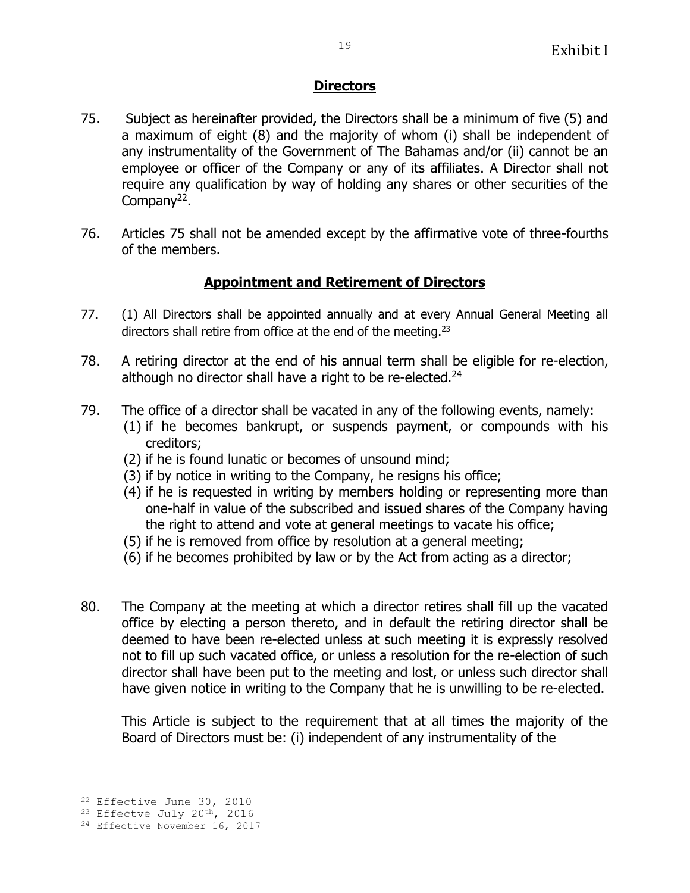"Exhibit I" appears at top right — it's likely a running header. I'll omit it.

## Directors

75. Subject as hereinafter provided, the Directors shall be a minimum of five (5) and a maximum of eight (8) and the majority of whom (i) shall be independent of any instrumentality of the Government of The Bahamas and/or (ii) cannot be an employee or officer of the Company or any of its affiliates. A Director shall not require any qualification by way of holding any shares or other securities of the Company[22].

76. Articles 75 shall not be amended except by the affirmative vote of three-fourths of the members.

## Appointment and Retirement of Directors

77. (1) All Directors shall be appointed annually and at every Annual General Meeting all directors shall retire from office at the end of the meeting.[23]

78. A retiring director at the end of his annual term shall be eligible for re-election, although no director shall have a right to be re-elected.[24]

79. The office of a director shall be vacated in any of the following events, namely:
    (1) if he becomes bankrupt, or suspends payment, or compounds with his creditors;
    (2) if he is found lunatic or becomes of unsound mind;
    (3) if by notice in writing to the Company, he resigns his office;
    (4) if he is requested in writing by members holding or representing more than one-half in value of the subscribed and issued shares of the Company having the right to attend and vote at general meetings to vacate his office;
    (5) if he is removed from office by resolution at a general meeting;
    (6) if he becomes prohibited by law or by the Act from acting as a director;

80. The Company at the meeting at which a director retires shall fill up the vacated office by electing a person thereto, and in default the retiring director shall be deemed to have been re-elected unless at such meeting it is expressly resolved not to fill up such vacated office, or unless a resolution for the re-election of such director shall have been put to the meeting and lost, or unless such director shall have given notice in writing to the Company that he is unwilling to be re-elected.

    This Article is subject to the requirement that at all times the majority of the Board of Directors must be: (i) independent of any instrumentality of the

---

[22] Effective June 30, 2010

[23] Effectve July 20th, 2016

[24] Effective November 16, 2017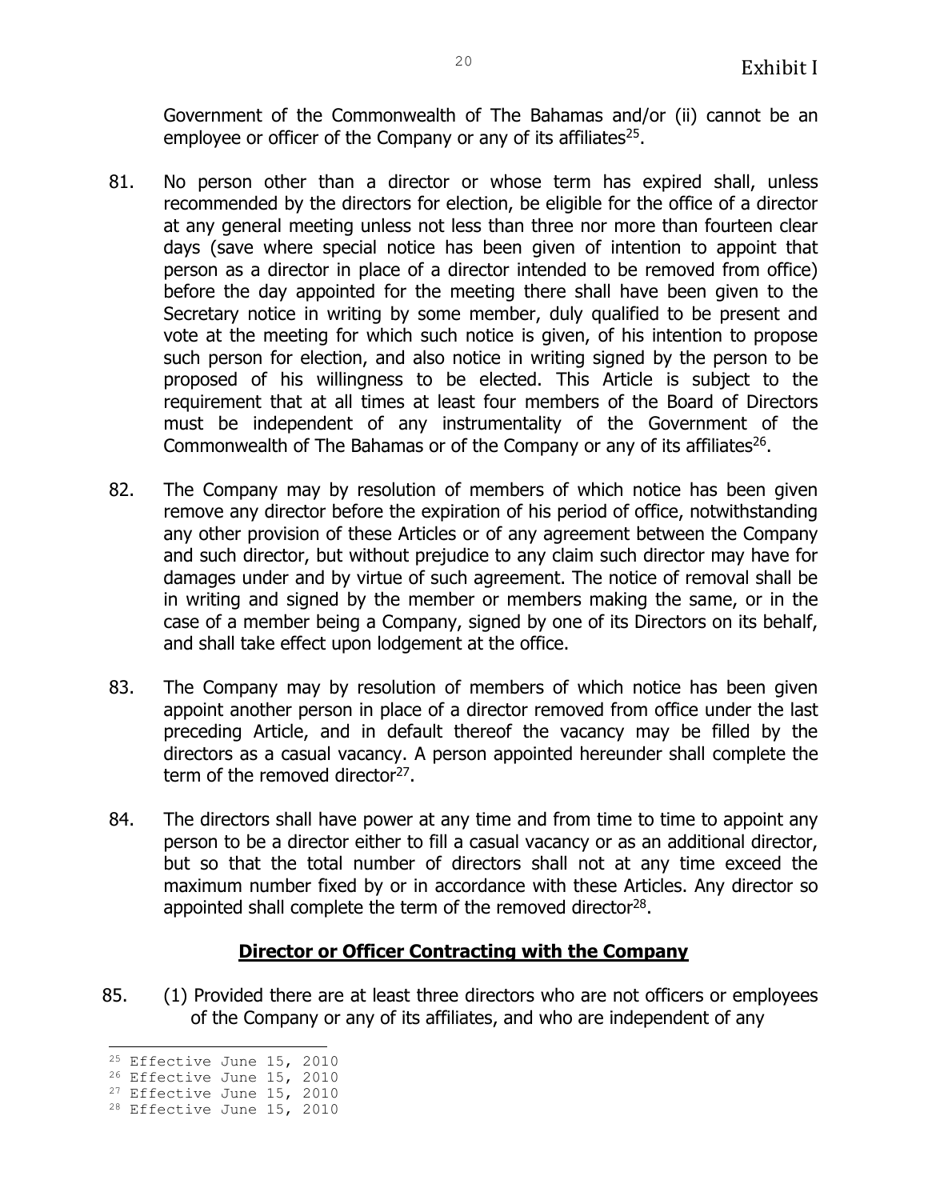Government of the Commonwealth of The Bahamas and/or (ii) cannot be an employee or officer of the Company or any of its affiliates[25].

81. No person other than a director or whose term has expired shall, unless recommended by the directors for election, be eligible for the office of a director at any general meeting unless not less than three nor more than fourteen clear days (save where special notice has been given of intention to appoint that person as a director in place of a director intended to be removed from office) before the day appointed for the meeting there shall have been given to the Secretary notice in writing by some member, duly qualified to be present and vote at the meeting for which such notice is given, of his intention to propose such person for election, and also notice in writing signed by the person to be proposed of his willingness to be elected. This Article is subject to the requirement that at all times at least four members of the Board of Directors must be independent of any instrumentality of the Government of the Commonwealth of The Bahamas or of the Company or any of its affiliates[26].

82. The Company may by resolution of members of which notice has been given remove any director before the expiration of his period of office, notwithstanding any other provision of these Articles or of any agreement between the Company and such director, but without prejudice to any claim such director may have for damages under and by virtue of such agreement. The notice of removal shall be in writing and signed by the member or members making the same, or in the case of a member being a Company, signed by one of its Directors on its behalf, and shall take effect upon lodgement at the office.

83. The Company may by resolution of members of which notice has been given appoint another person in place of a director removed from office under the last preceding Article, and in default thereof the vacancy may be filled by the directors as a casual vacancy. A person appointed hereunder shall complete the term of the removed director[27].

84. The directors shall have power at any time and from time to time to appoint any person to be a director either to fill a casual vacancy or as an additional director, but so that the total number of directors shall not at any time exceed the maximum number fixed by or in accordance with these Articles. Any director so appointed shall complete the term of the removed director[28].

## Director or Officer Contracting with the Company

85. (1) Provided there are at least three directors who are not officers or employees of the Company or any of its affiliates, and who are independent of any

[25] Effective June 15, 2010
[26] Effective June 15, 2010
[27] Effective June 15, 2010
[28] Effective June 15, 2010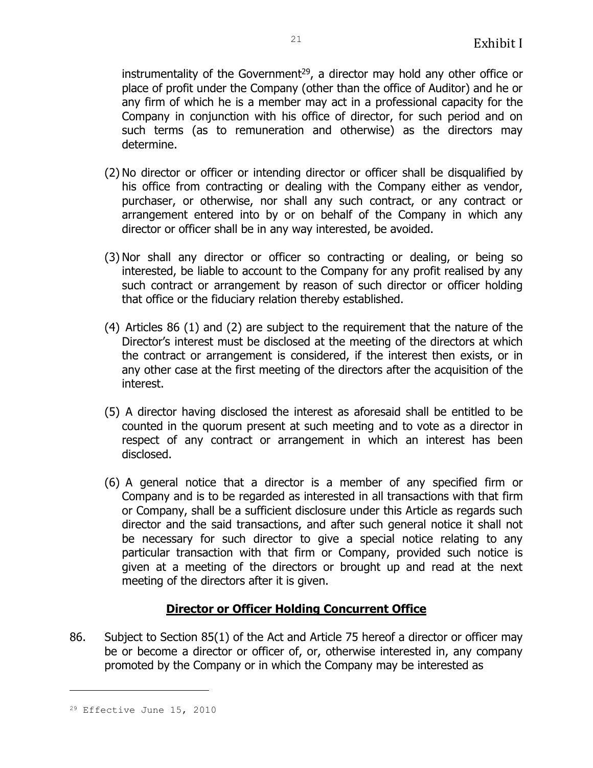instrumentality of the Government[29], a director may hold any other office or place of profit under the Company (other than the office of Auditor) and he or any firm of which he is a member may act in a professional capacity for the Company in conjunction with his office of director, for such period and on such terms (as to remuneration and otherwise) as the directors may determine.

(2) No director or officer or intending director or officer shall be disqualified by his office from contracting or dealing with the Company either as vendor, purchaser, or otherwise, nor shall any such contract, or any contract or arrangement entered into by or on behalf of the Company in which any director or officer shall be in any way interested, be avoided.

(3) Nor shall any director or officer so contracting or dealing, or being so interested, be liable to account to the Company for any profit realised by any such contract or arrangement by reason of such director or officer holding that office or the fiduciary relation thereby established.

(4) Articles 86 (1) and (2) are subject to the requirement that the nature of the Director's interest must be disclosed at the meeting of the directors at which the contract or arrangement is considered, if the interest then exists, or in any other case at the first meeting of the directors after the acquisition of the interest.

(5) A director having disclosed the interest as aforesaid shall be entitled to be counted in the quorum present at such meeting and to vote as a director in respect of any contract or arrangement in which an interest has been disclosed.

(6) A general notice that a director is a member of any specified firm or Company and is to be regarded as interested in all transactions with that firm or Company, shall be a sufficient disclosure under this Article as regards such director and the said transactions, and after such general notice it shall not be necessary for such director to give a special notice relating to any particular transaction with that firm or Company, provided such notice is given at a meeting of the directors or brought up and read at the next meeting of the directors after it is given.

## Director or Officer Holding Concurrent Office

86. Subject to Section 85(1) of the Act and Article 75 hereof a director or officer may be or become a director or officer of, or, otherwise interested in, any company promoted by the Company or in which the Company may be interested as

[29] Effective June 15, 2010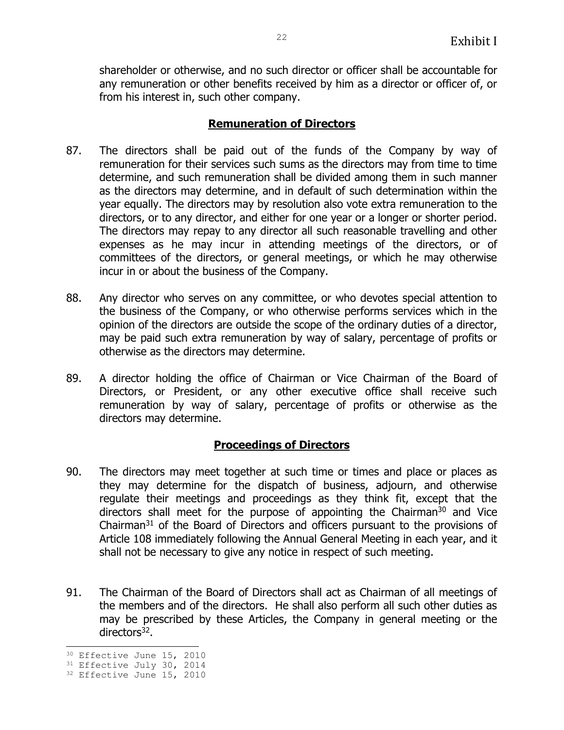shareholder or otherwise, and no such director or officer shall be accountable for any remuneration or other benefits received by him as a director or officer of, or from his interest in, such other company.

## Remuneration of Directors

87. The directors shall be paid out of the funds of the Company by way of remuneration for their services such sums as the directors may from time to time determine, and such remuneration shall be divided among them in such manner as the directors may determine, and in default of such determination within the year equally. The directors may by resolution also vote extra remuneration to the directors, or to any director, and either for one year or a longer or shorter period. The directors may repay to any director all such reasonable travelling and other expenses as he may incur in attending meetings of the directors, or of committees of the directors, or general meetings, or which he may otherwise incur in or about the business of the Company.

88. Any director who serves on any committee, or who devotes special attention to the business of the Company, or who otherwise performs services which in the opinion of the directors are outside the scope of the ordinary duties of a director, may be paid such extra remuneration by way of salary, percentage of profits or otherwise as the directors may determine.

89. A director holding the office of Chairman or Vice Chairman of the Board of Directors, or President, or any other executive office shall receive such remuneration by way of salary, percentage of profits or otherwise as the directors may determine.

## Proceedings of Directors

90. The directors may meet together at such time or times and place or places as they may determine for the dispatch of business, adjourn, and otherwise regulate their meetings and proceedings as they think fit, except that the directors shall meet for the purpose of appointing the Chairman[30] and Vice Chairman[31] of the Board of Directors and officers pursuant to the provisions of Article 108 immediately following the Annual General Meeting in each year, and it shall not be necessary to give any notice in respect of such meeting.

91. The Chairman of the Board of Directors shall act as Chairman of all meetings of the members and of the directors. He shall also perform all such other duties as may be prescribed by these Articles, the Company in general meeting or the directors[32].

[30] Effective June 15, 2010
[31] Effective July 30, 2014
[32] Effective June 15, 2010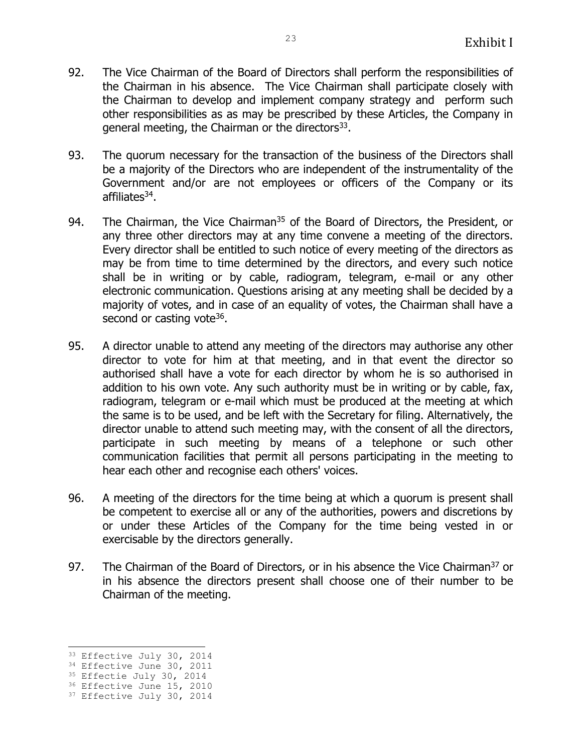92. The Vice Chairman of the Board of Directors shall perform the responsibilities of the Chairman in his absence. The Vice Chairman shall participate closely with the Chairman to develop and implement company strategy and perform such other responsibilities as as may be prescribed by these Articles, the Company in general meeting, the Chairman or the directors[33].

93. The quorum necessary for the transaction of the business of the Directors shall be a majority of the Directors who are independent of the instrumentality of the Government and/or are not employees or officers of the Company or its affiliates[34].

94. The Chairman, the Vice Chairman[35] of the Board of Directors, the President, or any three other directors may at any time convene a meeting of the directors. Every director shall be entitled to such notice of every meeting of the directors as may be from time to time determined by the directors, and every such notice shall be in writing or by cable, radiogram, telegram, e-mail or any other electronic communication. Questions arising at any meeting shall be decided by a majority of votes, and in case of an equality of votes, the Chairman shall have a second or casting vote[36].

95. A director unable to attend any meeting of the directors may authorise any other director to vote for him at that meeting, and in that event the director so authorised shall have a vote for each director by whom he is so authorised in addition to his own vote. Any such authority must be in writing or by cable, fax, radiogram, telegram or e-mail which must be produced at the meeting at which the same is to be used, and be left with the Secretary for filing. Alternatively, the director unable to attend such meeting may, with the consent of all the directors, participate in such meeting by means of a telephone or such other communication facilities that permit all persons participating in the meeting to hear each other and recognise each others' voices.

96. A meeting of the directors for the time being at which a quorum is present shall be competent to exercise all or any of the authorities, powers and discretions by or under these Articles of the Company for the time being vested in or exercisable by the directors generally.

97. The Chairman of the Board of Directors, or in his absence the Vice Chairman[37] or in his absence the directors present shall choose one of their number to be Chairman of the meeting.

---

[33] Effective July 30, 2014
[34] Effective June 30, 2011
[35] Effectie July 30, 2014
[36] Effective June 15, 2010
[37] Effective July 30, 2014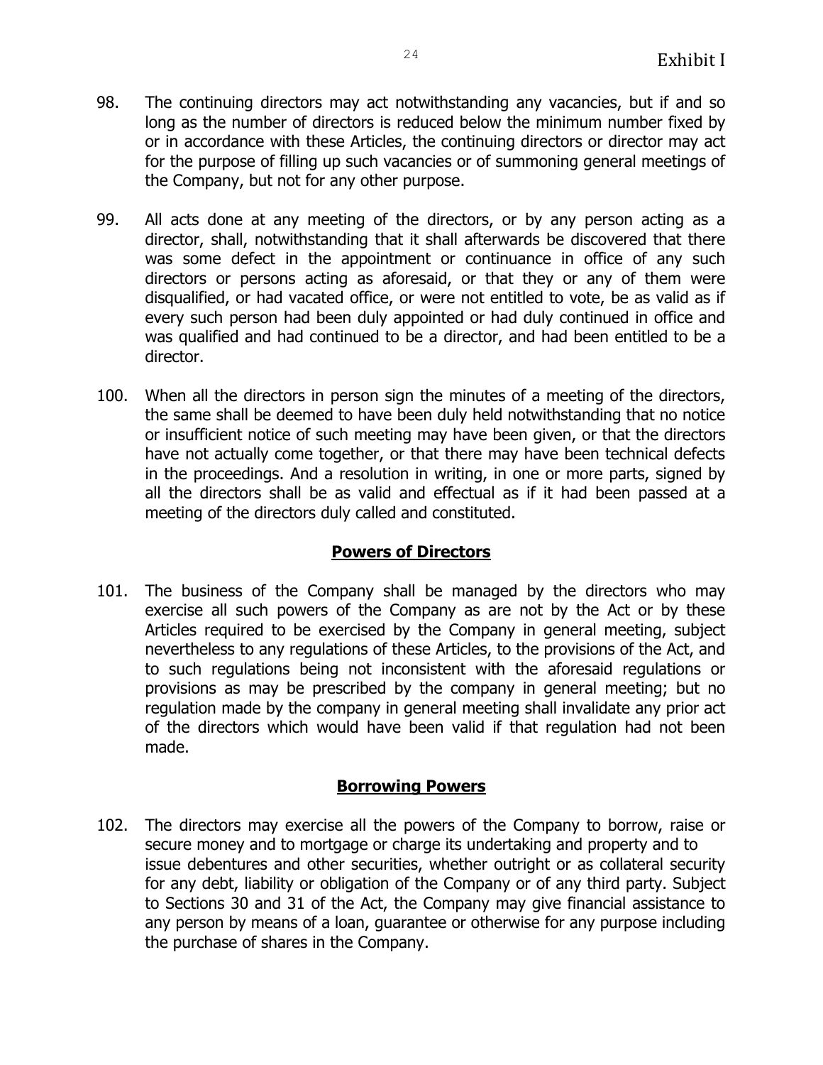98. The continuing directors may act notwithstanding any vacancies, but if and so long as the number of directors is reduced below the minimum number fixed by or in accordance with these Articles, the continuing directors or director may act for the purpose of filling up such vacancies or of summoning general meetings of the Company, but not for any other purpose.

99. All acts done at any meeting of the directors, or by any person acting as a director, shall, notwithstanding that it shall afterwards be discovered that there was some defect in the appointment or continuance in office of any such directors or persons acting as aforesaid, or that they or any of them were disqualified, or had vacated office, or were not entitled to vote, be as valid as if every such person had been duly appointed or had duly continued in office and was qualified and had continued to be a director, and had been entitled to be a director.

100. When all the directors in person sign the minutes of a meeting of the directors, the same shall be deemed to have been duly held notwithstanding that no notice or insufficient notice of such meeting may have been given, or that the directors have not actually come together, or that there may have been technical defects in the proceedings. And a resolution in writing, in one or more parts, signed by all the directors shall be as valid and effectual as if it had been passed at a meeting of the directors duly called and constituted.

## Powers of Directors

101. The business of the Company shall be managed by the directors who may exercise all such powers of the Company as are not by the Act or by these Articles required to be exercised by the Company in general meeting, subject nevertheless to any regulations of these Articles, to the provisions of the Act, and to such regulations being not inconsistent with the aforesaid regulations or provisions as may be prescribed by the company in general meeting; but no regulation made by the company in general meeting shall invalidate any prior act of the directors which would have been valid if that regulation had not been made.

## Borrowing Powers

102. The directors may exercise all the powers of the Company to borrow, raise or secure money and to mortgage or charge its undertaking and property and to issue debentures and other securities, whether outright or as collateral security for any debt, liability or obligation of the Company or of any third party. Subject to Sections 30 and 31 of the Act, the Company may give financial assistance to any person by means of a loan, guarantee or otherwise for any purpose including the purchase of shares in the Company.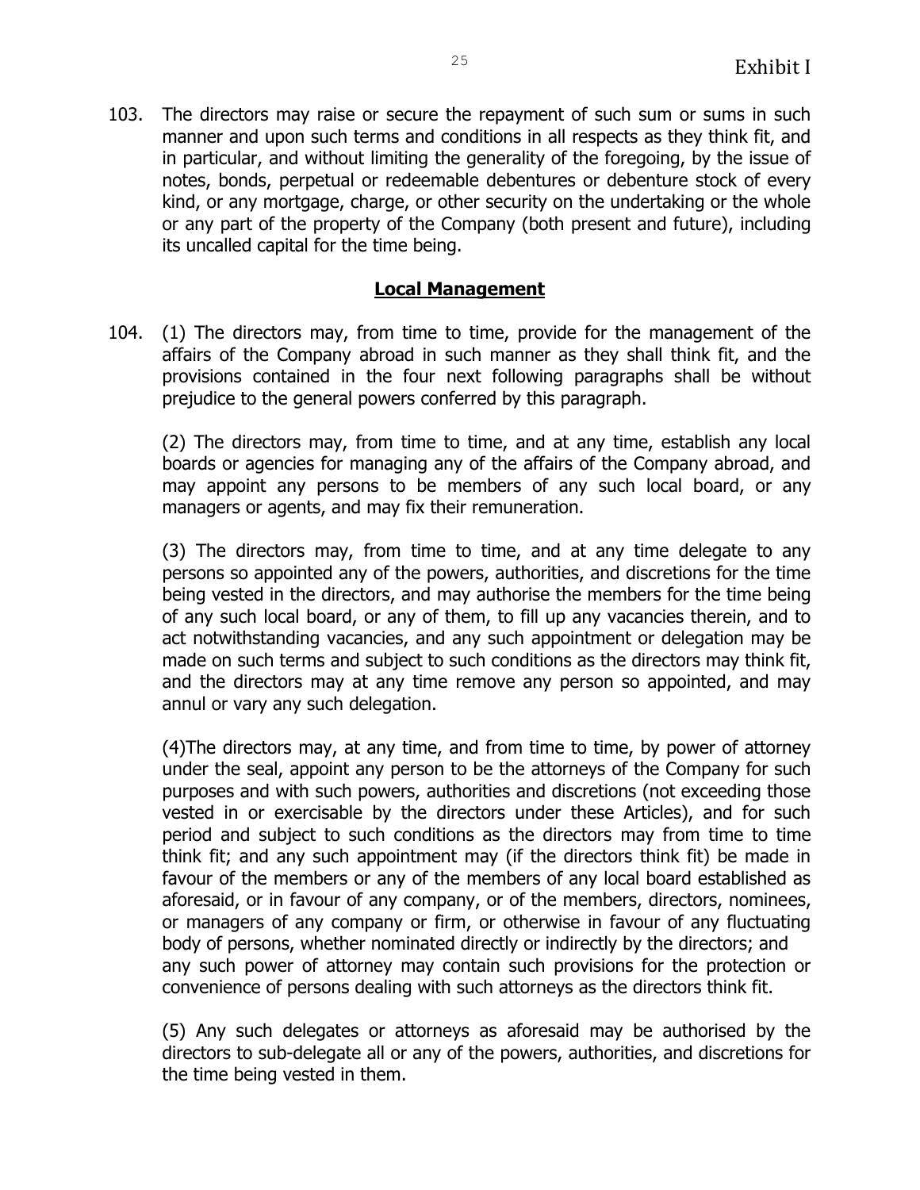103. The directors may raise or secure the repayment of such sum or sums in such manner and upon such terms and conditions in all respects as they think fit, and in particular, and without limiting the generality of the foregoing, by the issue of notes, bonds, perpetual or redeemable debentures or debenture stock of every kind, or any mortgage, charge, or other security on the undertaking or the whole or any part of the property of the Company (both present and future), including its uncalled capital for the time being.

## **Local Management**

104. (1) The directors may, from time to time, provide for the management of the affairs of the Company abroad in such manner as they shall think fit, and the provisions contained in the four next following paragraphs shall be without prejudice to the general powers conferred by this paragraph.

(2) The directors may, from time to time, and at any time, establish any local boards or agencies for managing any of the affairs of the Company abroad, and may appoint any persons to be members of any such local board, or any managers or agents, and may fix their remuneration.

(3) The directors may, from time to time, and at any time delegate to any persons so appointed any of the powers, authorities, and discretions for the time being vested in the directors, and may authorise the members for the time being of any such local board, or any of them, to fill up any vacancies therein, and to act notwithstanding vacancies, and any such appointment or delegation may be made on such terms and subject to such conditions as the directors may think fit, and the directors may at any time remove any person so appointed, and may annul or vary any such delegation.

(4)The directors may, at any time, and from time to time, by power of attorney under the seal, appoint any person to be the attorneys of the Company for such purposes and with such powers, authorities and discretions (not exceeding those vested in or exercisable by the directors under these Articles), and for such period and subject to such conditions as the directors may from time to time think fit; and any such appointment may (if the directors think fit) be made in favour of the members or any of the members of any local board established as aforesaid, or in favour of any company, or of the members, directors, nominees, or managers of any company or firm, or otherwise in favour of any fluctuating body of persons, whether nominated directly or indirectly by the directors; and any such power of attorney may contain such provisions for the protection or convenience of persons dealing with such attorneys as the directors think fit.

(5) Any such delegates or attorneys as aforesaid may be authorised by the directors to sub-delegate all or any of the powers, authorities, and discretions for the time being vested in them.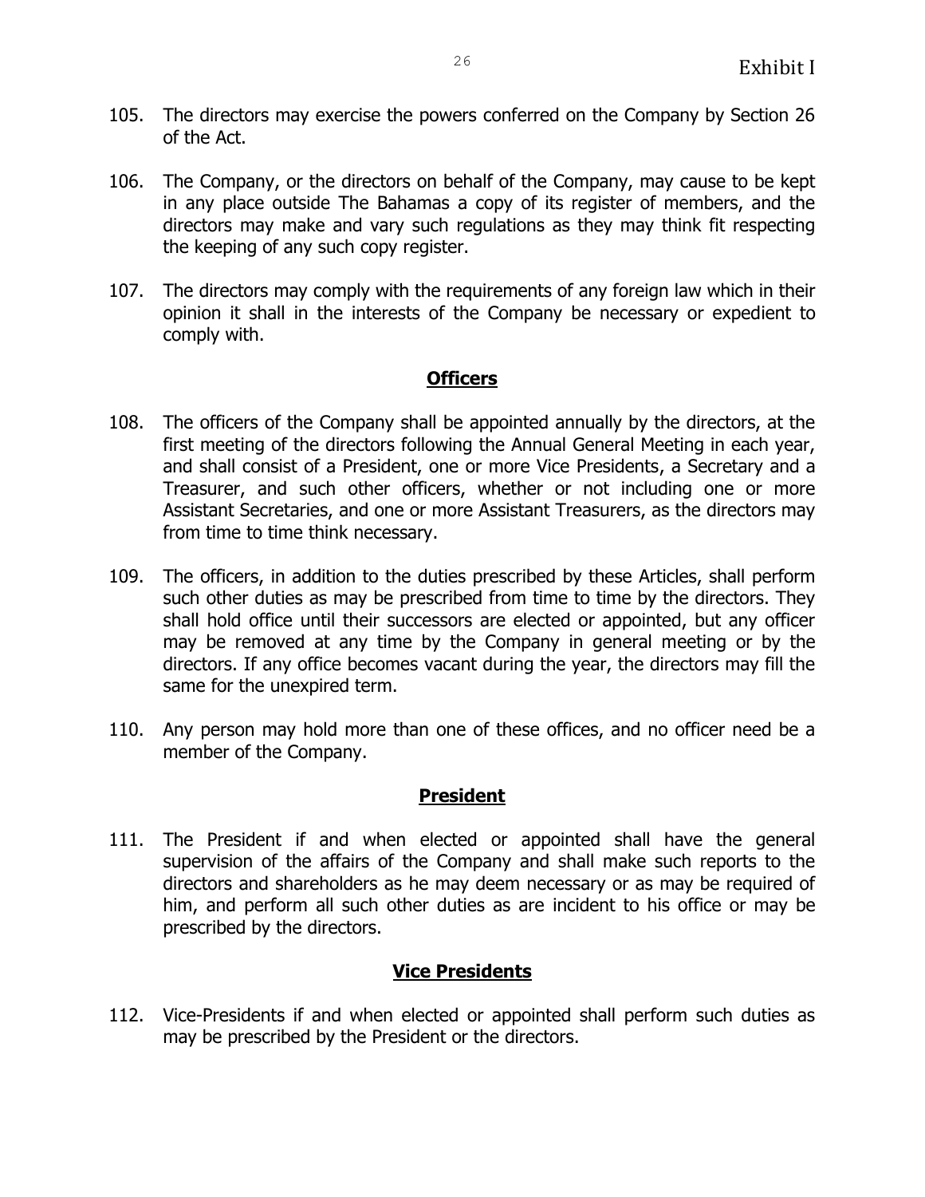105. The directors may exercise the powers conferred on the Company by Section 26 of the Act.

106. The Company, or the directors on behalf of the Company, may cause to be kept in any place outside The Bahamas a copy of its register of members, and the directors may make and vary such regulations as they may think fit respecting the keeping of any such copy register.

107. The directors may comply with the requirements of any foreign law which in their opinion it shall in the interests of the Company be necessary or expedient to comply with.

## Officers

108. The officers of the Company shall be appointed annually by the directors, at the first meeting of the directors following the Annual General Meeting in each year, and shall consist of a President, one or more Vice Presidents, a Secretary and a Treasurer, and such other officers, whether or not including one or more Assistant Secretaries, and one or more Assistant Treasurers, as the directors may from time to time think necessary.

109. The officers, in addition to the duties prescribed by these Articles, shall perform such other duties as may be prescribed from time to time by the directors. They shall hold office until their successors are elected or appointed, but any officer may be removed at any time by the Company in general meeting or by the directors. If any office becomes vacant during the year, the directors may fill the same for the unexpired term.

110. Any person may hold more than one of these offices, and no officer need be a member of the Company.

## President

111. The President if and when elected or appointed shall have the general supervision of the affairs of the Company and shall make such reports to the directors and shareholders as he may deem necessary or as may be required of him, and perform all such other duties as are incident to his office or may be prescribed by the directors.

## Vice Presidents

112. Vice-Presidents if and when elected or appointed shall perform such duties as may be prescribed by the President or the directors.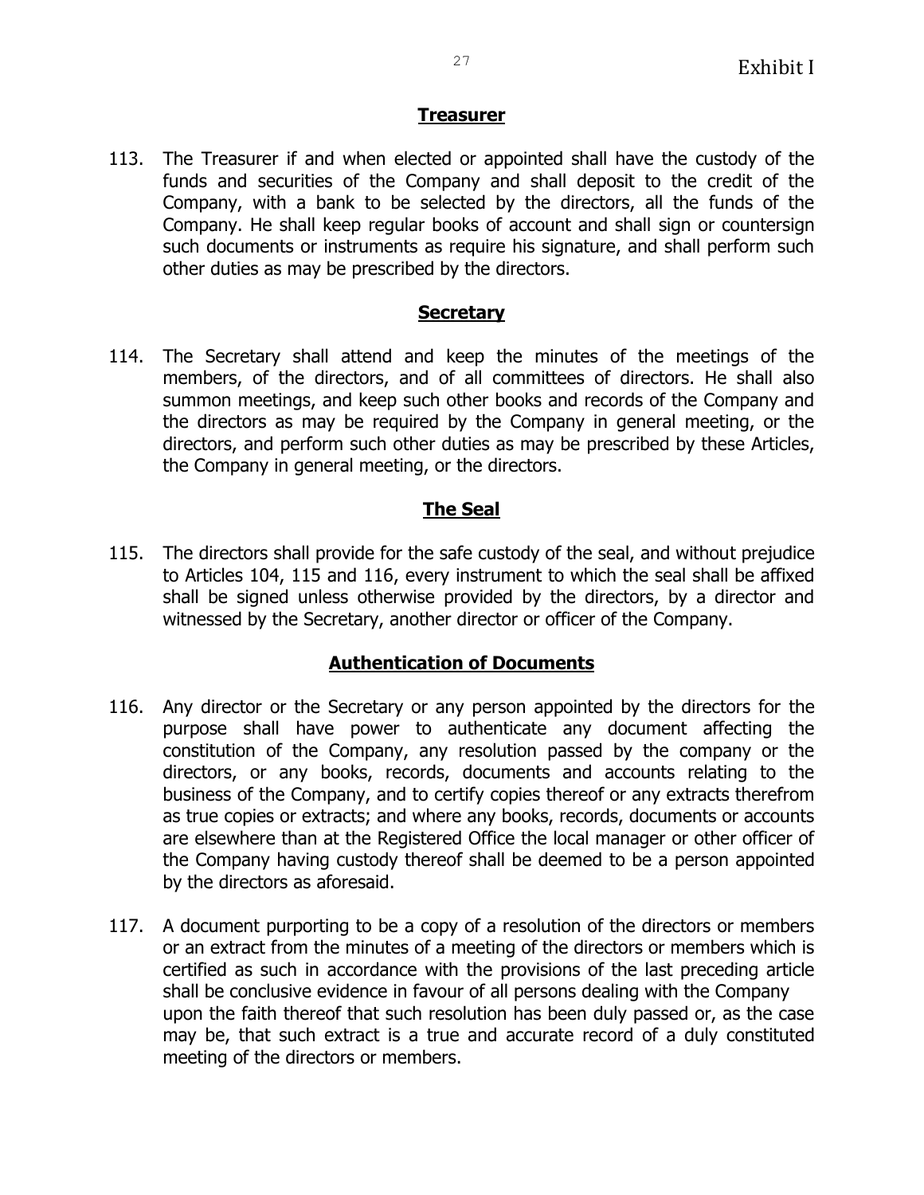### Treasurer

113. The Treasurer if and when elected or appointed shall have the custody of the funds and securities of the Company and shall deposit to the credit of the Company, with a bank to be selected by the directors, all the funds of the Company. He shall keep regular books of account and shall sign or countersign such documents or instruments as require his signature, and shall perform such other duties as may be prescribed by the directors.

### Secretary

114. The Secretary shall attend and keep the minutes of the meetings of the members, of the directors, and of all committees of directors. He shall also summon meetings, and keep such other books and records of the Company and the directors as may be required by the Company in general meeting, or the directors, and perform such other duties as may be prescribed by these Articles, the Company in general meeting, or the directors.

### The Seal

115. The directors shall provide for the safe custody of the seal, and without prejudice to Articles 104, 115 and 116, every instrument to which the seal shall be affixed shall be signed unless otherwise provided by the directors, by a director and witnessed by the Secretary, another director or officer of the Company.

### Authentication of Documents

116. Any director or the Secretary or any person appointed by the directors for the purpose shall have power to authenticate any document affecting the constitution of the Company, any resolution passed by the company or the directors, or any books, records, documents and accounts relating to the business of the Company, and to certify copies thereof or any extracts therefrom as true copies or extracts; and where any books, records, documents or accounts are elsewhere than at the Registered Office the local manager or other officer of the Company having custody thereof shall be deemed to be a person appointed by the directors as aforesaid.

117. A document purporting to be a copy of a resolution of the directors or members or an extract from the minutes of a meeting of the directors or members which is certified as such in accordance with the provisions of the last preceding article shall be conclusive evidence in favour of all persons dealing with the Company upon the faith thereof that such resolution has been duly passed or, as the case may be, that such extract is a true and accurate record of a duly constituted meeting of the directors or members.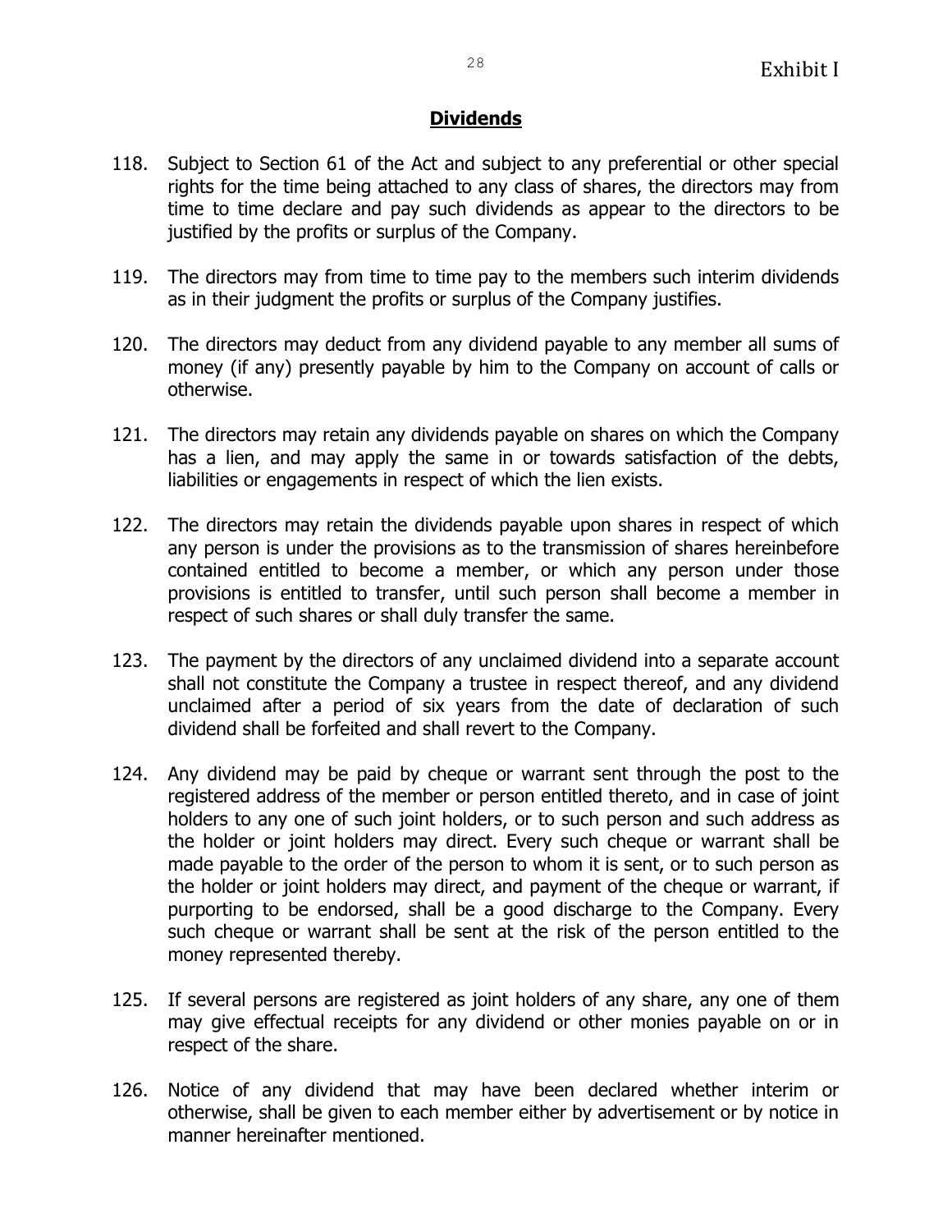## Dividends

118. Subject to Section 61 of the Act and subject to any preferential or other special rights for the time being attached to any class of shares, the directors may from time to time declare and pay such dividends as appear to the directors to be justified by the profits or surplus of the Company.

119. The directors may from time to time pay to the members such interim dividends as in their judgment the profits or surplus of the Company justifies.

120. The directors may deduct from any dividend payable to any member all sums of money (if any) presently payable by him to the Company on account of calls or otherwise.

121. The directors may retain any dividends payable on shares on which the Company has a lien, and may apply the same in or towards satisfaction of the debts, liabilities or engagements in respect of which the lien exists.

122. The directors may retain the dividends payable upon shares in respect of which any person is under the provisions as to the transmission of shares hereinbefore contained entitled to become a member, or which any person under those provisions is entitled to transfer, until such person shall become a member in respect of such shares or shall duly transfer the same.

123. The payment by the directors of any unclaimed dividend into a separate account shall not constitute the Company a trustee in respect thereof, and any dividend unclaimed after a period of six years from the date of declaration of such dividend shall be forfeited and shall revert to the Company.

124. Any dividend may be paid by cheque or warrant sent through the post to the registered address of the member or person entitled thereto, and in case of joint holders to any one of such joint holders, or to such person and such address as the holder or joint holders may direct. Every such cheque or warrant shall be made payable to the order of the person to whom it is sent, or to such person as the holder or joint holders may direct, and payment of the cheque or warrant, if purporting to be endorsed, shall be a good discharge to the Company. Every such cheque or warrant shall be sent at the risk of the person entitled to the money represented thereby.

125. If several persons are registered as joint holders of any share, any one of them may give effectual receipts for any dividend or other monies payable on or in respect of the share.

126. Notice of any dividend that may have been declared whether interim or otherwise, shall be given to each member either by advertisement or by notice in manner hereinafter mentioned.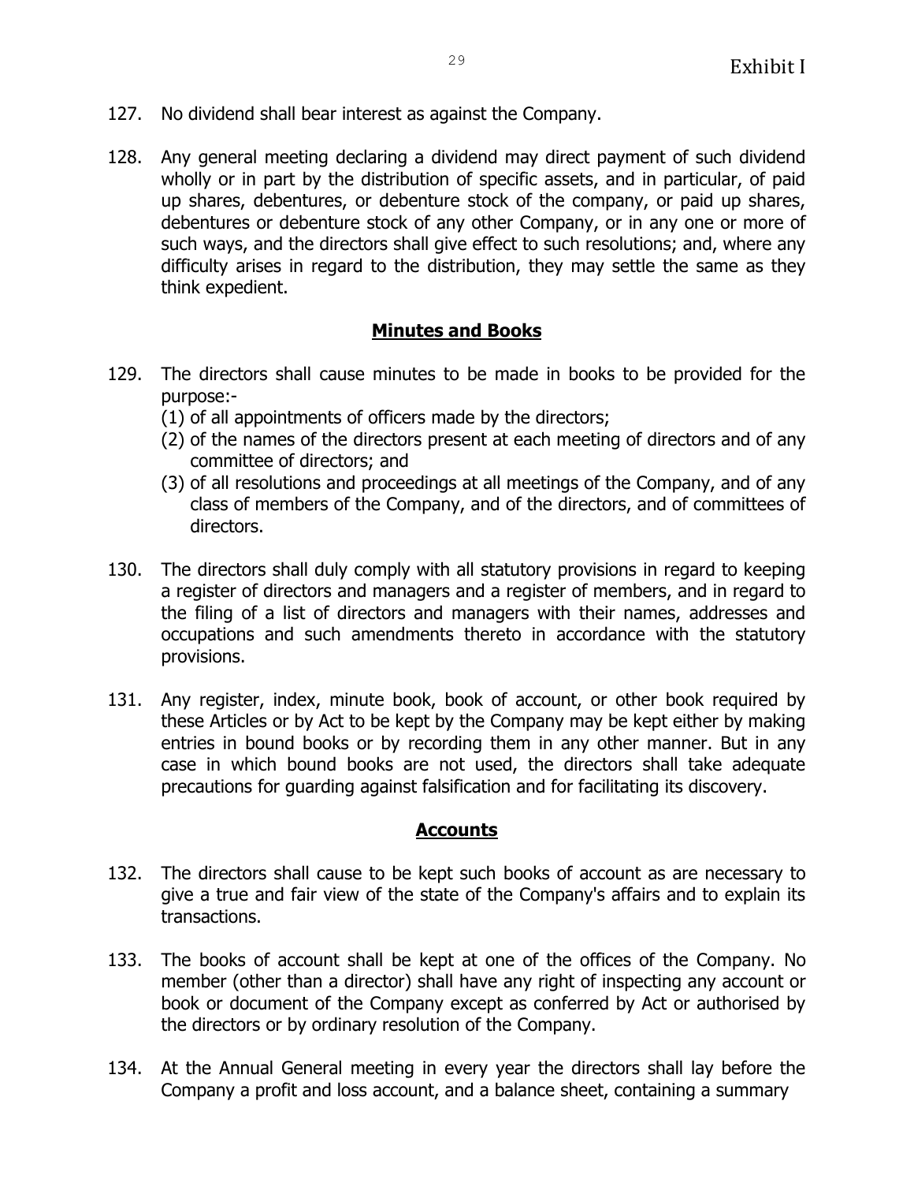127. No dividend shall bear interest as against the Company.

128. Any general meeting declaring a dividend may direct payment of such dividend wholly or in part by the distribution of specific assets, and in particular, of paid up shares, debentures, or debenture stock of the company, or paid up shares, debentures or debenture stock of any other Company, or in any one or more of such ways, and the directors shall give effect to such resolutions; and, where any difficulty arises in regard to the distribution, they may settle the same as they think expedient.

## Minutes and Books

129. The directors shall cause minutes to be made in books to be provided for the purpose:-
    (1) of all appointments of officers made by the directors;
    (2) of the names of the directors present at each meeting of directors and of any committee of directors; and
    (3) of all resolutions and proceedings at all meetings of the Company, and of any class of members of the Company, and of the directors, and of committees of directors.

130. The directors shall duly comply with all statutory provisions in regard to keeping a register of directors and managers and a register of members, and in regard to the filing of a list of directors and managers with their names, addresses and occupations and such amendments thereto in accordance with the statutory provisions.

131. Any register, index, minute book, book of account, or other book required by these Articles or by Act to be kept by the Company may be kept either by making entries in bound books or by recording them in any other manner. But in any case in which bound books are not used, the directors shall take adequate precautions for guarding against falsification and for facilitating its discovery.

## Accounts

132. The directors shall cause to be kept such books of account as are necessary to give a true and fair view of the state of the Company's affairs and to explain its transactions.

133. The books of account shall be kept at one of the offices of the Company. No member (other than a director) shall have any right of inspecting any account or book or document of the Company except as conferred by Act or authorised by the directors or by ordinary resolution of the Company.

134. At the Annual General meeting in every year the directors shall lay before the Company a profit and loss account, and a balance sheet, containing a summary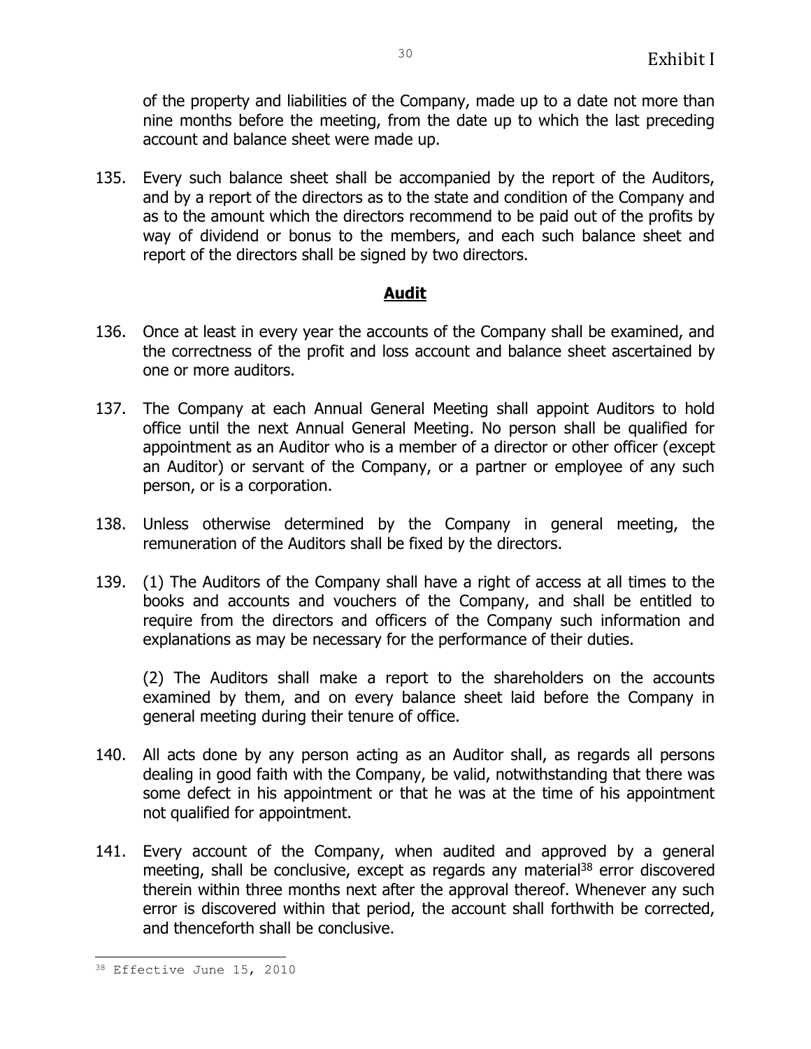of the property and liabilities of the Company, made up to a date not more than nine months before the meeting, from the date up to which the last preceding account and balance sheet were made up.

135. Every such balance sheet shall be accompanied by the report of the Auditors, and by a report of the directors as to the state and condition of the Company and as to the amount which the directors recommend to be paid out of the profits by way of dividend or bonus to the members, and each such balance sheet and report of the directors shall be signed by two directors.

## Audit

136. Once at least in every year the accounts of the Company shall be examined, and the correctness of the profit and loss account and balance sheet ascertained by one or more auditors.

137. The Company at each Annual General Meeting shall appoint Auditors to hold office until the next Annual General Meeting. No person shall be qualified for appointment as an Auditor who is a member of a director or other officer (except an Auditor) or servant of the Company, or a partner or employee of any such person, or is a corporation.

138. Unless otherwise determined by the Company in general meeting, the remuneration of the Auditors shall be fixed by the directors.

139. (1) The Auditors of the Company shall have a right of access at all times to the books and accounts and vouchers of the Company, and shall be entitled to require from the directors and officers of the Company such information and explanations as may be necessary for the performance of their duties.

(2) The Auditors shall make a report to the shareholders on the accounts examined by them, and on every balance sheet laid before the Company in general meeting during their tenure of office.

140. All acts done by any person acting as an Auditor shall, as regards all persons dealing in good faith with the Company, be valid, notwithstanding that there was some defect in his appointment or that he was at the time of his appointment not qualified for appointment.

141. Every account of the Company, when audited and approved by a general meeting, shall be conclusive, except as regards any material[38] error discovered therein within three months next after the approval thereof. Whenever any such error is discovered within that period, the account shall forthwith be corrected, and thenceforth shall be conclusive.

---

[38] Effective June 15, 2010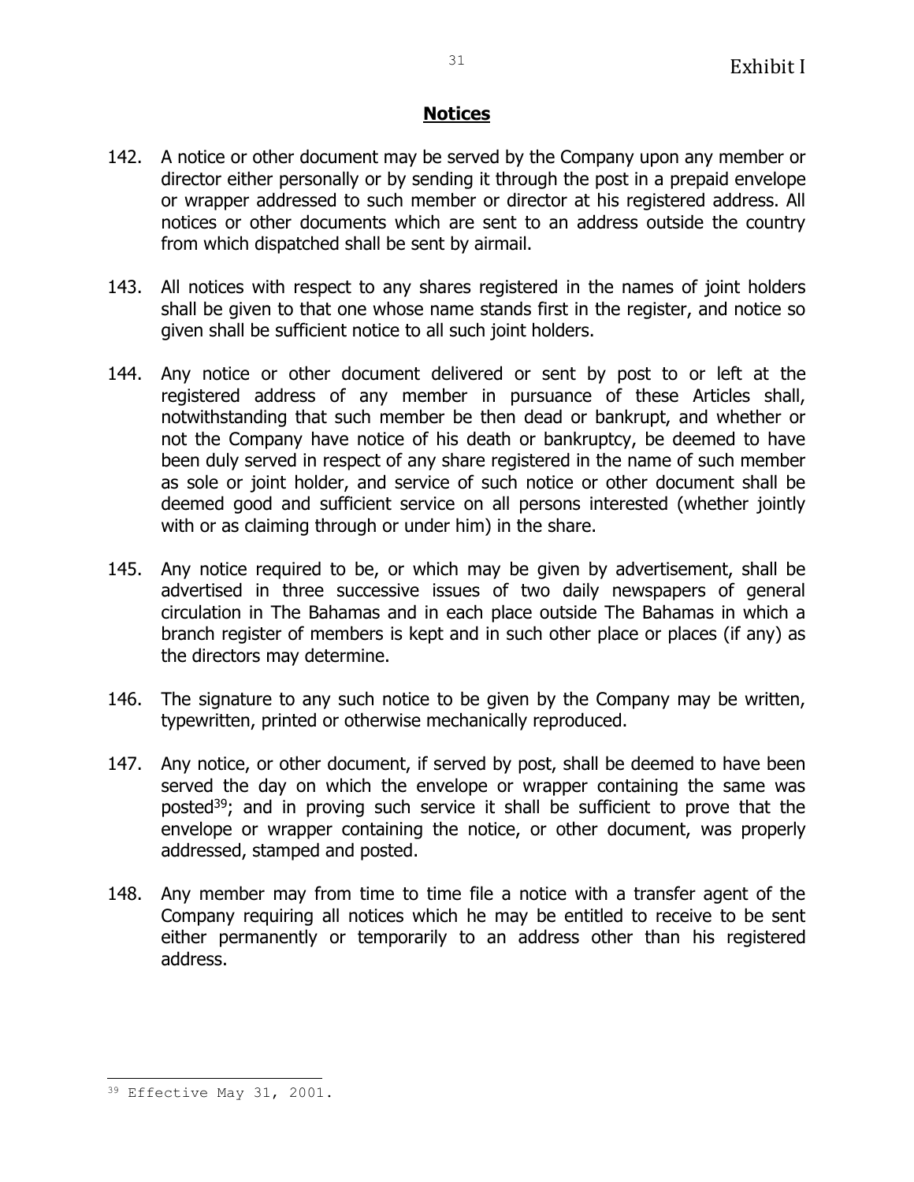## Notices

142. A notice or other document may be served by the Company upon any member or director either personally or by sending it through the post in a prepaid envelope or wrapper addressed to such member or director at his registered address. All notices or other documents which are sent to an address outside the country from which dispatched shall be sent by airmail.

143. All notices with respect to any shares registered in the names of joint holders shall be given to that one whose name stands first in the register, and notice so given shall be sufficient notice to all such joint holders.

144. Any notice or other document delivered or sent by post to or left at the registered address of any member in pursuance of these Articles shall, notwithstanding that such member be then dead or bankrupt, and whether or not the Company have notice of his death or bankruptcy, be deemed to have been duly served in respect of any share registered in the name of such member as sole or joint holder, and service of such notice or other document shall be deemed good and sufficient service on all persons interested (whether jointly with or as claiming through or under him) in the share.

145. Any notice required to be, or which may be given by advertisement, shall be advertised in three successive issues of two daily newspapers of general circulation in The Bahamas and in each place outside The Bahamas in which a branch register of members is kept and in such other place or places (if any) as the directors may determine.

146. The signature to any such notice to be given by the Company may be written, typewritten, printed or otherwise mechanically reproduced.

147. Any notice, or other document, if served by post, shall be deemed to have been served the day on which the envelope or wrapper containing the same was posted[39]; and in proving such service it shall be sufficient to prove that the envelope or wrapper containing the notice, or other document, was properly addressed, stamped and posted.

148. Any member may from time to time file a notice with a transfer agent of the Company requiring all notices which he may be entitled to receive to be sent either permanently or temporarily to an address other than his registered address.

---

[39] Effective May 31, 2001.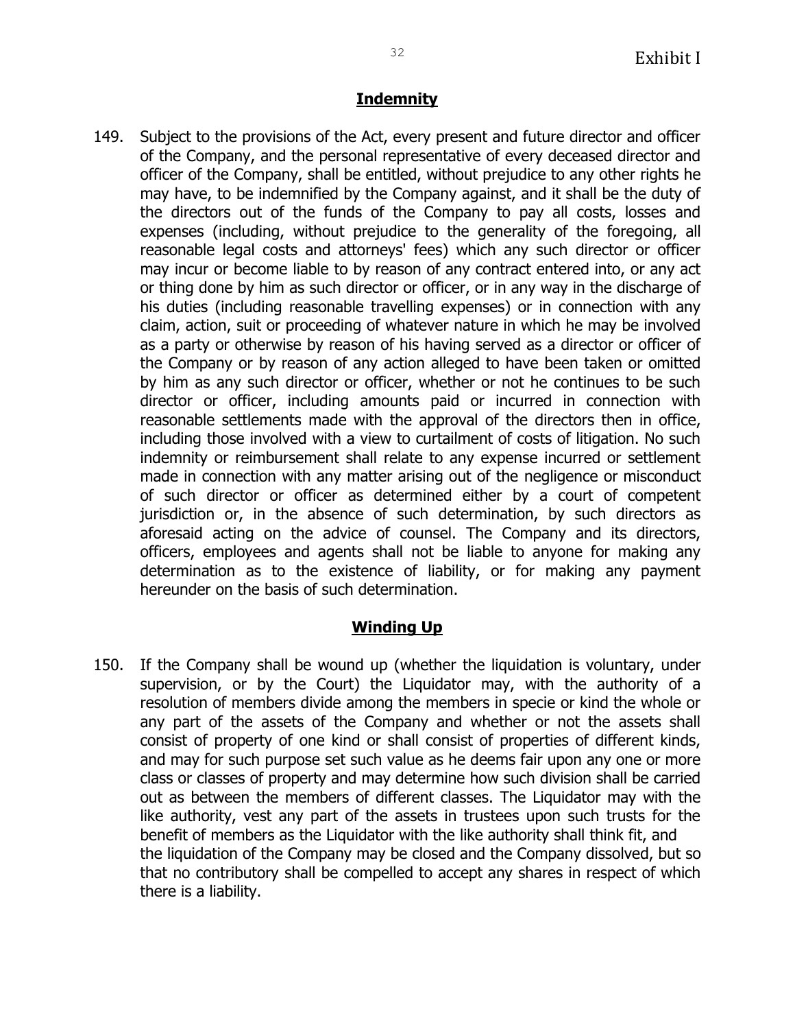## Indemnity

149. Subject to the provisions of the Act, every present and future director and officer of the Company, and the personal representative of every deceased director and officer of the Company, shall be entitled, without prejudice to any other rights he may have, to be indemnified by the Company against, and it shall be the duty of the directors out of the funds of the Company to pay all costs, losses and expenses (including, without prejudice to the generality of the foregoing, all reasonable legal costs and attorneys' fees) which any such director or officer may incur or become liable to by reason of any contract entered into, or any act or thing done by him as such director or officer, or in any way in the discharge of his duties (including reasonable travelling expenses) or in connection with any claim, action, suit or proceeding of whatever nature in which he may be involved as a party or otherwise by reason of his having served as a director or officer of the Company or by reason of any action alleged to have been taken or omitted by him as any such director or officer, whether or not he continues to be such director or officer, including amounts paid or incurred in connection with reasonable settlements made with the approval of the directors then in office, including those involved with a view to curtailment of costs of litigation. No such indemnity or reimbursement shall relate to any expense incurred or settlement made in connection with any matter arising out of the negligence or misconduct of such director or officer as determined either by a court of competent jurisdiction or, in the absence of such determination, by such directors as aforesaid acting on the advice of counsel. The Company and its directors, officers, employees and agents shall not be liable to anyone for making any determination as to the existence of liability, or for making any payment hereunder on the basis of such determination.

## Winding Up

150. If the Company shall be wound up (whether the liquidation is voluntary, under supervision, or by the Court) the Liquidator may, with the authority of a resolution of members divide among the members in specie or kind the whole or any part of the assets of the Company and whether or not the assets shall consist of property of one kind or shall consist of properties of different kinds, and may for such purpose set such value as he deems fair upon any one or more class or classes of property and may determine how such division shall be carried out as between the members of different classes. The Liquidator may with the like authority, vest any part of the assets in trustees upon such trusts for the benefit of members as the Liquidator with the like authority shall think fit, and the liquidation of the Company may be closed and the Company dissolved, but so that no contributory shall be compelled to accept any shares in respect of which there is a liability.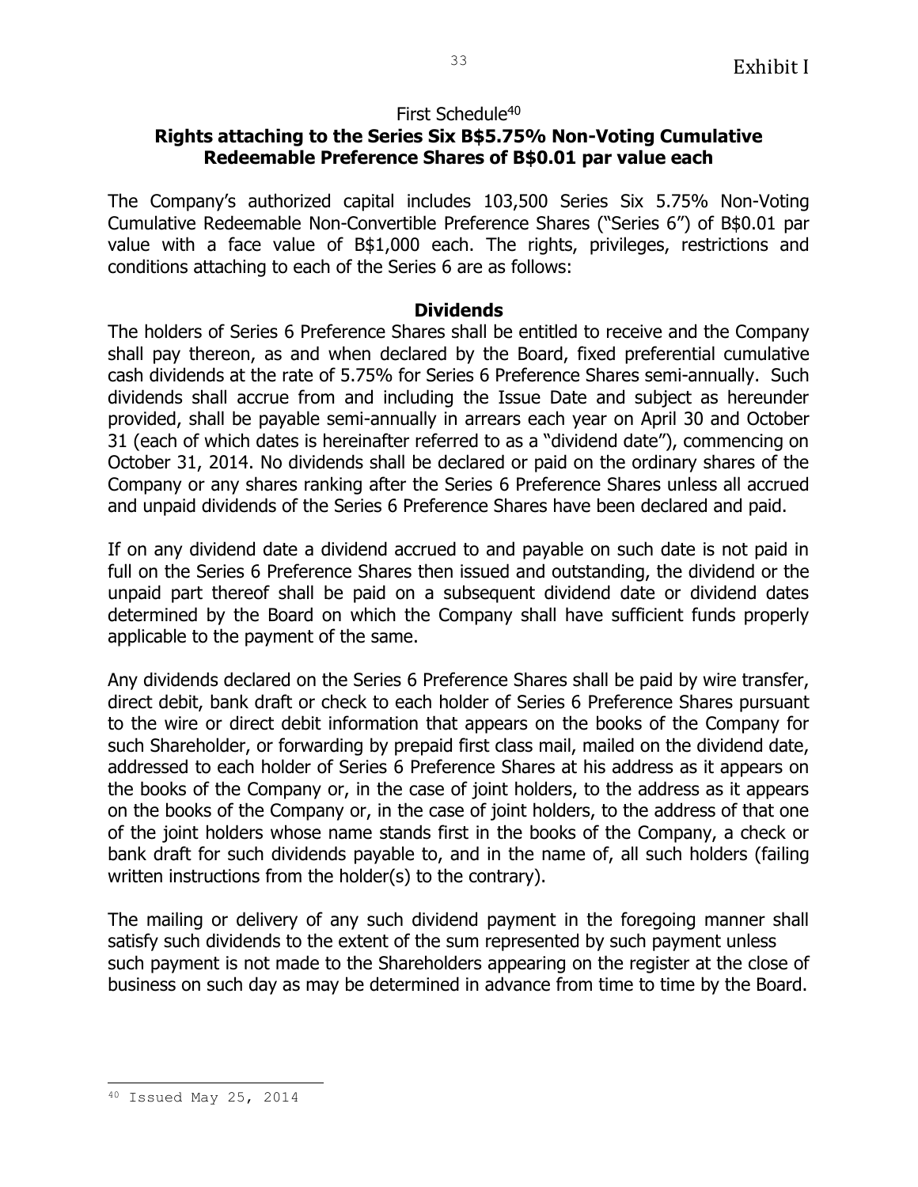## First Schedule[40]

## Rights attaching to the Series Six B$5.75% Non-Voting Cumulative Redeemable Preference Shares of B$0.01 par value each

The Company's authorized capital includes 103,500 Series Six 5.75% Non-Voting Cumulative Redeemable Non-Convertible Preference Shares ("Series 6") of B$0.01 par value with a face value of B$1,000 each. The rights, privileges, restrictions and conditions attaching to each of the Series 6 are as follows:

### Dividends

The holders of Series 6 Preference Shares shall be entitled to receive and the Company shall pay thereon, as and when declared by the Board, fixed preferential cumulative cash dividends at the rate of 5.75% for Series 6 Preference Shares semi-annually. Such dividends shall accrue from and including the Issue Date and subject as hereunder provided, shall be payable semi-annually in arrears each year on April 30 and October 31 (each of which dates is hereinafter referred to as a "dividend date"), commencing on October 31, 2014. No dividends shall be declared or paid on the ordinary shares of the Company or any shares ranking after the Series 6 Preference Shares unless all accrued and unpaid dividends of the Series 6 Preference Shares have been declared and paid.

If on any dividend date a dividend accrued to and payable on such date is not paid in full on the Series 6 Preference Shares then issued and outstanding, the dividend or the unpaid part thereof shall be paid on a subsequent dividend date or dividend dates determined by the Board on which the Company shall have sufficient funds properly applicable to the payment of the same.

Any dividends declared on the Series 6 Preference Shares shall be paid by wire transfer, direct debit, bank draft or check to each holder of Series 6 Preference Shares pursuant to the wire or direct debit information that appears on the books of the Company for such Shareholder, or forwarding by prepaid first class mail, mailed on the dividend date, addressed to each holder of Series 6 Preference Shares at his address as it appears on the books of the Company or, in the case of joint holders, to the address as it appears on the books of the Company or, in the case of joint holders, to the address of that one of the joint holders whose name stands first in the books of the Company, a check or bank draft for such dividends payable to, and in the name of, all such holders (failing written instructions from the holder(s) to the contrary).

The mailing or delivery of any such dividend payment in the foregoing manner shall satisfy such dividends to the extent of the sum represented by such payment unless such payment is not made to the Shareholders appearing on the register at the close of business on such day as may be determined in advance from time to time by the Board.

[40] Issued May 25, 2014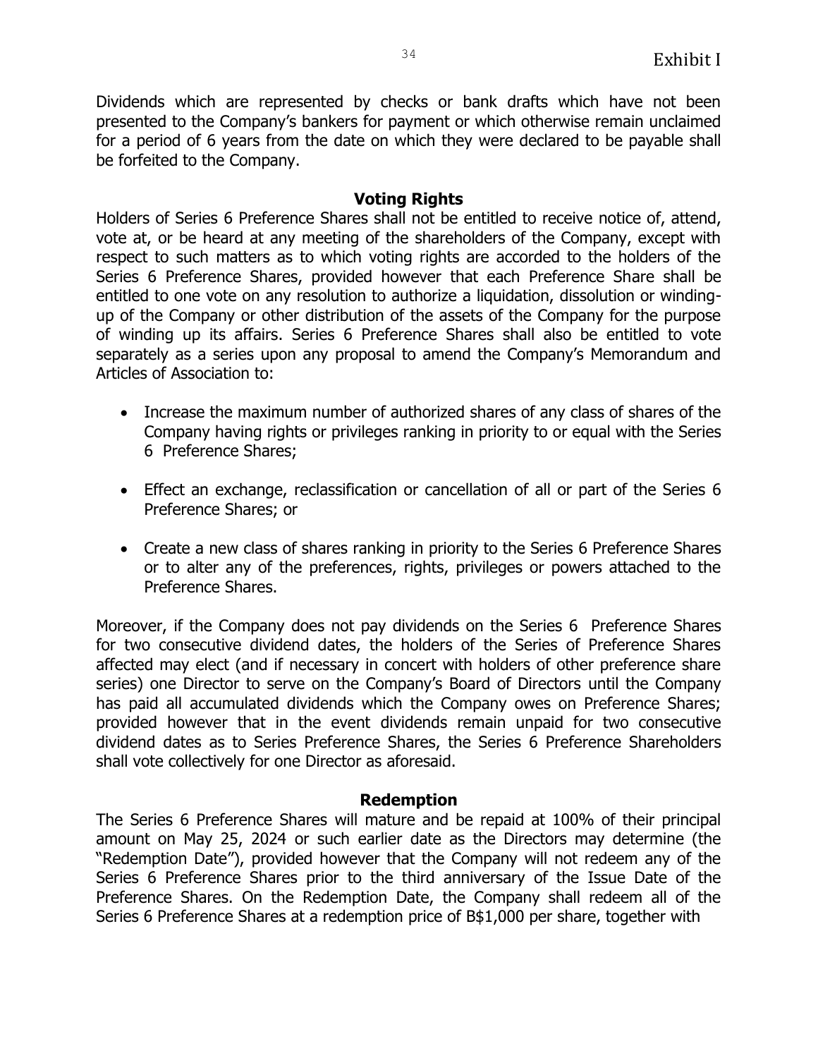Dividends which are represented by checks or bank drafts which have not been presented to the Company's bankers for payment or which otherwise remain unclaimed for a period of 6 years from the date on which they were declared to be payable shall be forfeited to the Company.

## Voting Rights

Holders of Series 6 Preference Shares shall not be entitled to receive notice of, attend, vote at, or be heard at any meeting of the shareholders of the Company, except with respect to such matters as to which voting rights are accorded to the holders of the Series 6 Preference Shares, provided however that each Preference Share shall be entitled to one vote on any resolution to authorize a liquidation, dissolution or winding-up of the Company or other distribution of the assets of the Company for the purpose of winding up its affairs. Series 6 Preference Shares shall also be entitled to vote separately as a series upon any proposal to amend the Company's Memorandum and Articles of Association to:

- Increase the maximum number of authorized shares of any class of shares of the Company having rights or privileges ranking in priority to or equal with the Series 6 Preference Shares;
- Effect an exchange, reclassification or cancellation of all or part of the Series 6 Preference Shares; or
- Create a new class of shares ranking in priority to the Series 6 Preference Shares or to alter any of the preferences, rights, privileges or powers attached to the Preference Shares.

Moreover, if the Company does not pay dividends on the Series 6 Preference Shares for two consecutive dividend dates, the holders of the Series of Preference Shares affected may elect (and if necessary in concert with holders of other preference share series) one Director to serve on the Company's Board of Directors until the Company has paid all accumulated dividends which the Company owes on Preference Shares; provided however that in the event dividends remain unpaid for two consecutive dividend dates as to Series Preference Shares, the Series 6 Preference Shareholders shall vote collectively for one Director as aforesaid.

## Redemption

The Series 6 Preference Shares will mature and be repaid at 100% of their principal amount on May 25, 2024 or such earlier date as the Directors may determine (the "Redemption Date"), provided however that the Company will not redeem any of the Series 6 Preference Shares prior to the third anniversary of the Issue Date of the Preference Shares. On the Redemption Date, the Company shall redeem all of the Series 6 Preference Shares at a redemption price of B$1,000 per share, together with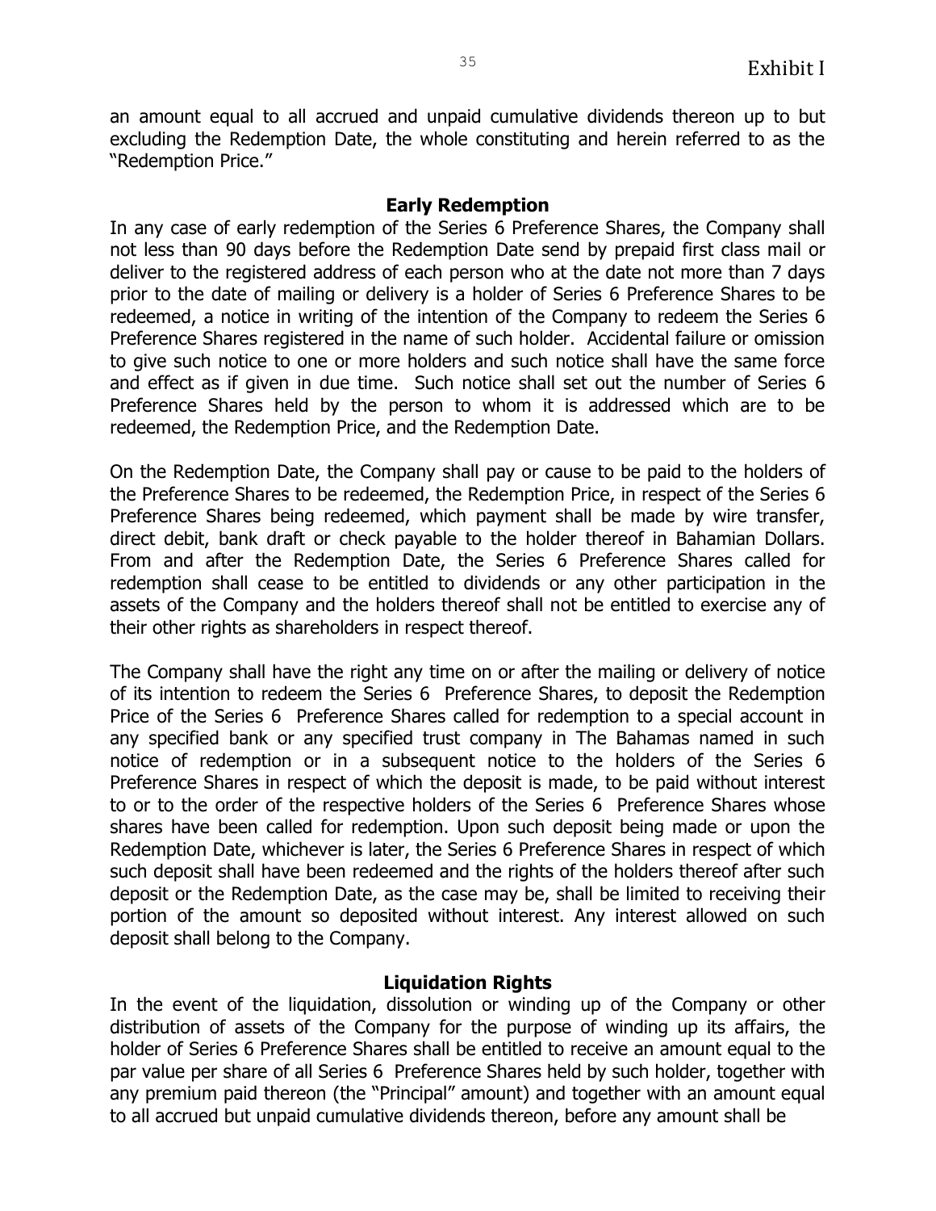an amount equal to all accrued and unpaid cumulative dividends thereon up to but excluding the Redemption Date, the whole constituting and herein referred to as the "Redemption Price."

**Early Redemption**

In any case of early redemption of the Series 6 Preference Shares, the Company shall not less than 90 days before the Redemption Date send by prepaid first class mail or deliver to the registered address of each person who at the date not more than 7 days prior to the date of mailing or delivery is a holder of Series 6 Preference Shares to be redeemed, a notice in writing of the intention of the Company to redeem the Series 6 Preference Shares registered in the name of such holder. Accidental failure or omission to give such notice to one or more holders and such notice shall have the same force and effect as if given in due time. Such notice shall set out the number of Series 6 Preference Shares held by the person to whom it is addressed which are to be redeemed, the Redemption Price, and the Redemption Date.

On the Redemption Date, the Company shall pay or cause to be paid to the holders of the Preference Shares to be redeemed, the Redemption Price, in respect of the Series 6 Preference Shares being redeemed, which payment shall be made by wire transfer, direct debit, bank draft or check payable to the holder thereof in Bahamian Dollars. From and after the Redemption Date, the Series 6 Preference Shares called for redemption shall cease to be entitled to dividends or any other participation in the assets of the Company and the holders thereof shall not be entitled to exercise any of their other rights as shareholders in respect thereof.

The Company shall have the right any time on or after the mailing or delivery of notice of its intention to redeem the Series 6 Preference Shares, to deposit the Redemption Price of the Series 6 Preference Shares called for redemption to a special account in any specified bank or any specified trust company in The Bahamas named in such notice of redemption or in a subsequent notice to the holders of the Series 6 Preference Shares in respect of which the deposit is made, to be paid without interest to or to the order of the respective holders of the Series 6 Preference Shares whose shares have been called for redemption. Upon such deposit being made or upon the Redemption Date, whichever is later, the Series 6 Preference Shares in respect of which such deposit shall have been redeemed and the rights of the holders thereof after such deposit or the Redemption Date, as the case may be, shall be limited to receiving their portion of the amount so deposited without interest. Any interest allowed on such deposit shall belong to the Company.

**Liquidation Rights**

In the event of the liquidation, dissolution or winding up of the Company or other distribution of assets of the Company for the purpose of winding up its affairs, the holder of Series 6 Preference Shares shall be entitled to receive an amount equal to the par value per share of all Series 6 Preference Shares held by such holder, together with any premium paid thereon (the "Principal" amount) and together with an amount equal to all accrued but unpaid cumulative dividends thereon, before any amount shall be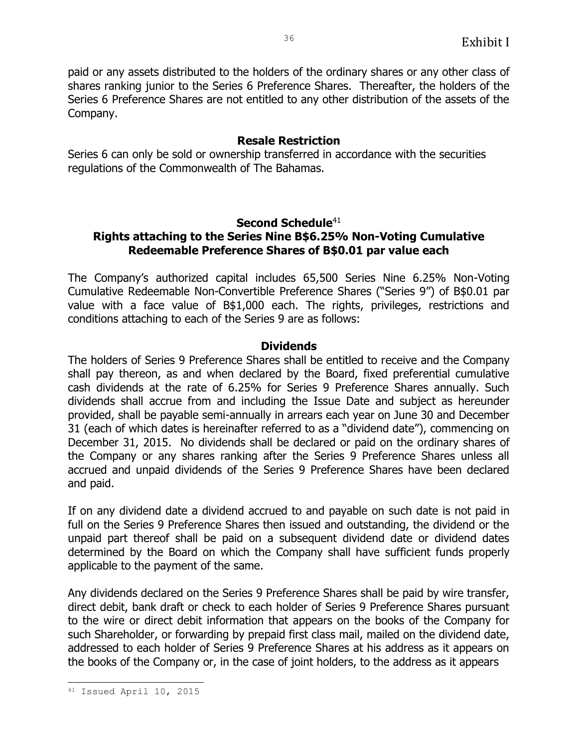paid or any assets distributed to the holders of the ordinary shares or any other class of shares ranking junior to the Series 6 Preference Shares. Thereafter, the holders of the Series 6 Preference Shares are not entitled to any other distribution of the assets of the Company.

### Resale Restriction

Series 6 can only be sold or ownership transferred in accordance with the securities regulations of the Commonwealth of The Bahamas.

## Second Schedule[41]
## Rights attaching to the Series Nine B$6.25% Non-Voting Cumulative Redeemable Preference Shares of B$0.01 par value each

The Company's authorized capital includes 65,500 Series Nine 6.25% Non-Voting Cumulative Redeemable Non-Convertible Preference Shares ("Series 9") of B$0.01 par value with a face value of B$1,000 each. The rights, privileges, restrictions and conditions attaching to each of the Series 9 are as follows:

### Dividends

The holders of Series 9 Preference Shares shall be entitled to receive and the Company shall pay thereon, as and when declared by the Board, fixed preferential cumulative cash dividends at the rate of 6.25% for Series 9 Preference Shares annually. Such dividends shall accrue from and including the Issue Date and subject as hereunder provided, shall be payable semi-annually in arrears each year on June 30 and December 31 (each of which dates is hereinafter referred to as a "dividend date"), commencing on December 31, 2015. No dividends shall be declared or paid on the ordinary shares of the Company or any shares ranking after the Series 9 Preference Shares unless all accrued and unpaid dividends of the Series 9 Preference Shares have been declared and paid.

If on any dividend date a dividend accrued to and payable on such date is not paid in full on the Series 9 Preference Shares then issued and outstanding, the dividend or the unpaid part thereof shall be paid on a subsequent dividend date or dividend dates determined by the Board on which the Company shall have sufficient funds properly applicable to the payment of the same.

Any dividends declared on the Series 9 Preference Shares shall be paid by wire transfer, direct debit, bank draft or check to each holder of Series 9 Preference Shares pursuant to the wire or direct debit information that appears on the books of the Company for such Shareholder, or forwarding by prepaid first class mail, mailed on the dividend date, addressed to each holder of Series 9 Preference Shares at his address as it appears on the books of the Company or, in the case of joint holders, to the address as it appears

[41] Issued April 10, 2015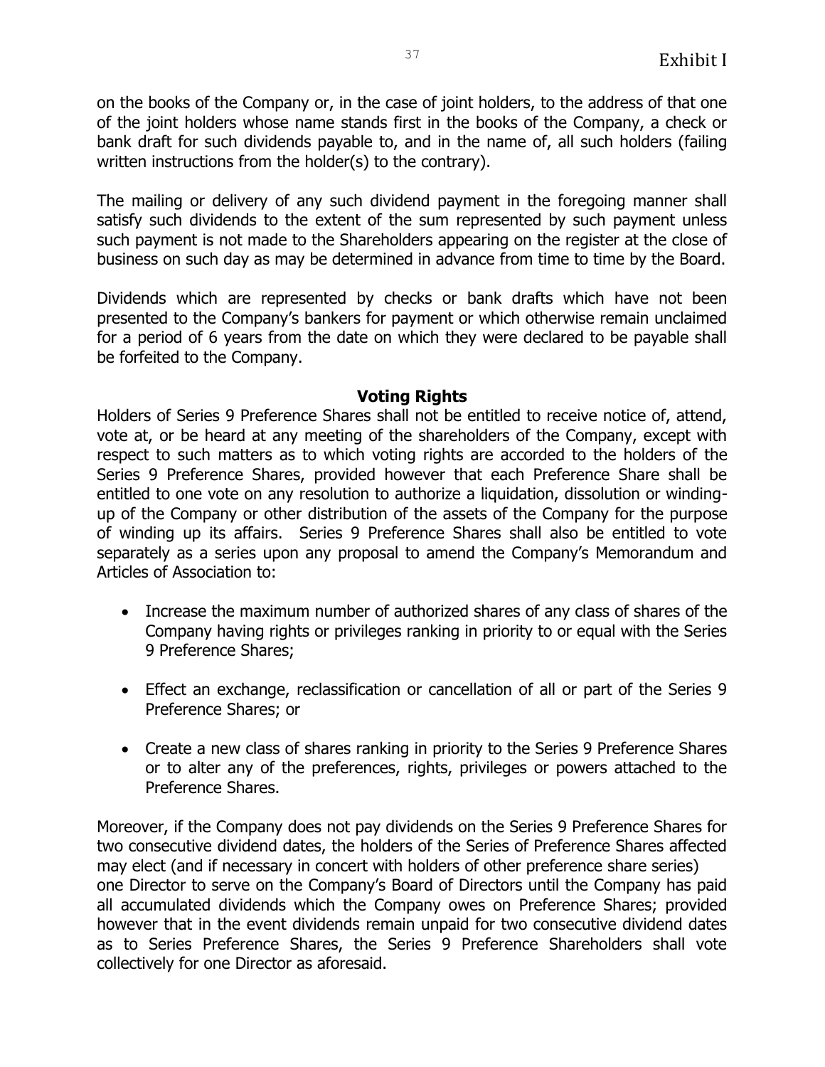on the books of the Company or, in the case of joint holders, to the address of that one of the joint holders whose name stands first in the books of the Company, a check or bank draft for such dividends payable to, and in the name of, all such holders (failing written instructions from the holder(s) to the contrary).

The mailing or delivery of any such dividend payment in the foregoing manner shall satisfy such dividends to the extent of the sum represented by such payment unless such payment is not made to the Shareholders appearing on the register at the close of business on such day as may be determined in advance from time to time by the Board.

Dividends which are represented by checks or bank drafts which have not been presented to the Company's bankers for payment or which otherwise remain unclaimed for a period of 6 years from the date on which they were declared to be payable shall be forfeited to the Company.

**Voting Rights**

Holders of Series 9 Preference Shares shall not be entitled to receive notice of, attend, vote at, or be heard at any meeting of the shareholders of the Company, except with respect to such matters as to which voting rights are accorded to the holders of the Series 9 Preference Shares, provided however that each Preference Share shall be entitled to one vote on any resolution to authorize a liquidation, dissolution or winding-up of the Company or other distribution of the assets of the Company for the purpose of winding up its affairs. Series 9 Preference Shares shall also be entitled to vote separately as a series upon any proposal to amend the Company's Memorandum and Articles of Association to:

- Increase the maximum number of authorized shares of any class of shares of the Company having rights or privileges ranking in priority to or equal with the Series 9 Preference Shares;
- Effect an exchange, reclassification or cancellation of all or part of the Series 9 Preference Shares; or
- Create a new class of shares ranking in priority to the Series 9 Preference Shares or to alter any of the preferences, rights, privileges or powers attached to the Preference Shares.

Moreover, if the Company does not pay dividends on the Series 9 Preference Shares for two consecutive dividend dates, the holders of the Series of Preference Shares affected may elect (and if necessary in concert with holders of other preference share series) one Director to serve on the Company's Board of Directors until the Company has paid all accumulated dividends which the Company owes on Preference Shares; provided however that in the event dividends remain unpaid for two consecutive dividend dates as to Series Preference Shares, the Series 9 Preference Shareholders shall vote collectively for one Director as aforesaid.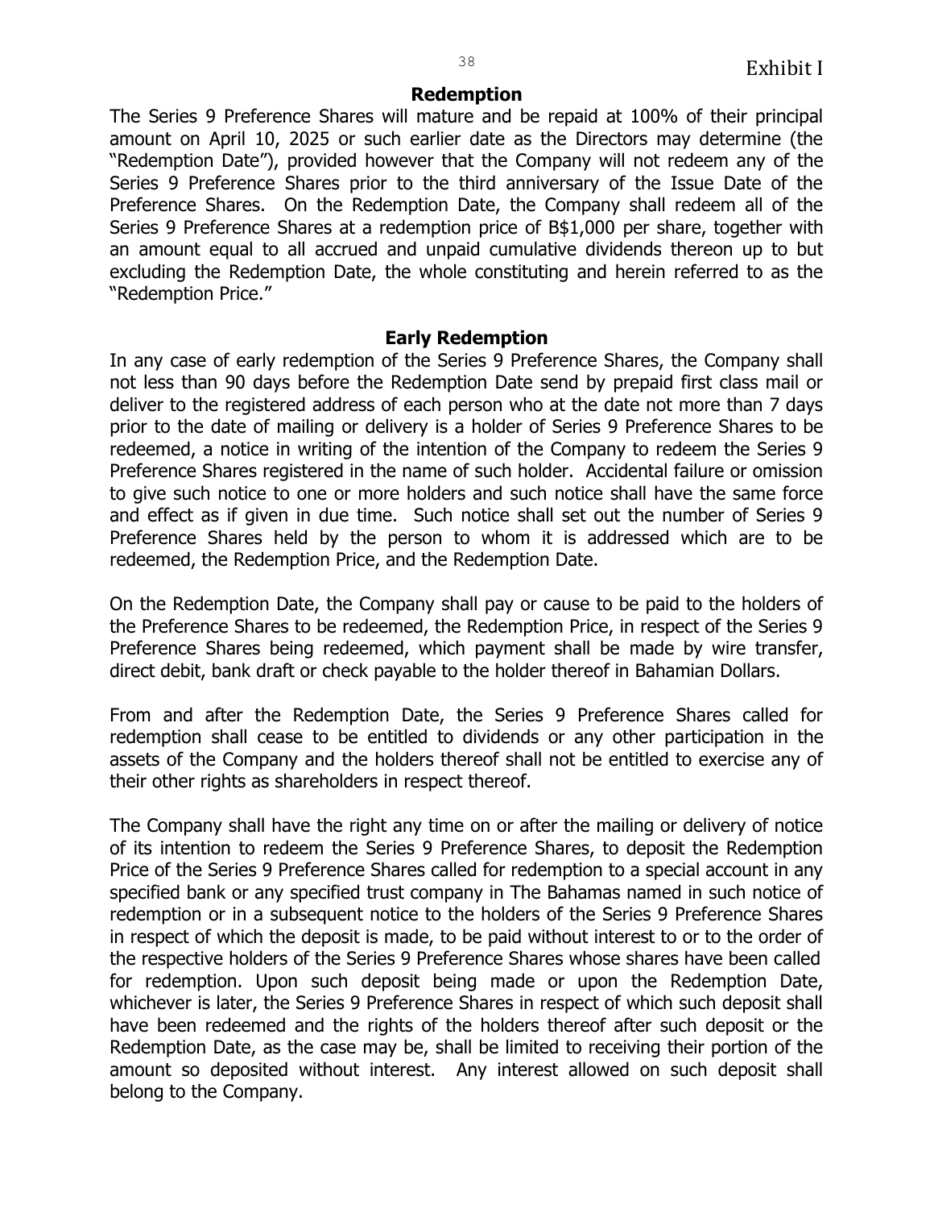## Redemption

The Series 9 Preference Shares will mature and be repaid at 100% of their principal amount on April 10, 2025 or such earlier date as the Directors may determine (the "Redemption Date"), provided however that the Company will not redeem any of the Series 9 Preference Shares prior to the third anniversary of the Issue Date of the Preference Shares. On the Redemption Date, the Company shall redeem all of the Series 9 Preference Shares at a redemption price of B$1,000 per share, together with an amount equal to all accrued and unpaid cumulative dividends thereon up to but excluding the Redemption Date, the whole constituting and herein referred to as the "Redemption Price."

## Early Redemption

In any case of early redemption of the Series 9 Preference Shares, the Company shall not less than 90 days before the Redemption Date send by prepaid first class mail or deliver to the registered address of each person who at the date not more than 7 days prior to the date of mailing or delivery is a holder of Series 9 Preference Shares to be redeemed, a notice in writing of the intention of the Company to redeem the Series 9 Preference Shares registered in the name of such holder. Accidental failure or omission to give such notice to one or more holders and such notice shall have the same force and effect as if given in due time. Such notice shall set out the number of Series 9 Preference Shares held by the person to whom it is addressed which are to be redeemed, the Redemption Price, and the Redemption Date.

On the Redemption Date, the Company shall pay or cause to be paid to the holders of the Preference Shares to be redeemed, the Redemption Price, in respect of the Series 9 Preference Shares being redeemed, which payment shall be made by wire transfer, direct debit, bank draft or check payable to the holder thereof in Bahamian Dollars.

From and after the Redemption Date, the Series 9 Preference Shares called for redemption shall cease to be entitled to dividends or any other participation in the assets of the Company and the holders thereof shall not be entitled to exercise any of their other rights as shareholders in respect thereof.

The Company shall have the right any time on or after the mailing or delivery of notice of its intention to redeem the Series 9 Preference Shares, to deposit the Redemption Price of the Series 9 Preference Shares called for redemption to a special account in any specified bank or any specified trust company in The Bahamas named in such notice of redemption or in a subsequent notice to the holders of the Series 9 Preference Shares in respect of which the deposit is made, to be paid without interest to or to the order of the respective holders of the Series 9 Preference Shares whose shares have been called for redemption. Upon such deposit being made or upon the Redemption Date, whichever is later, the Series 9 Preference Shares in respect of which such deposit shall have been redeemed and the rights of the holders thereof after such deposit or the Redemption Date, as the case may be, shall be limited to receiving their portion of the amount so deposited without interest. Any interest allowed on such deposit shall belong to the Company.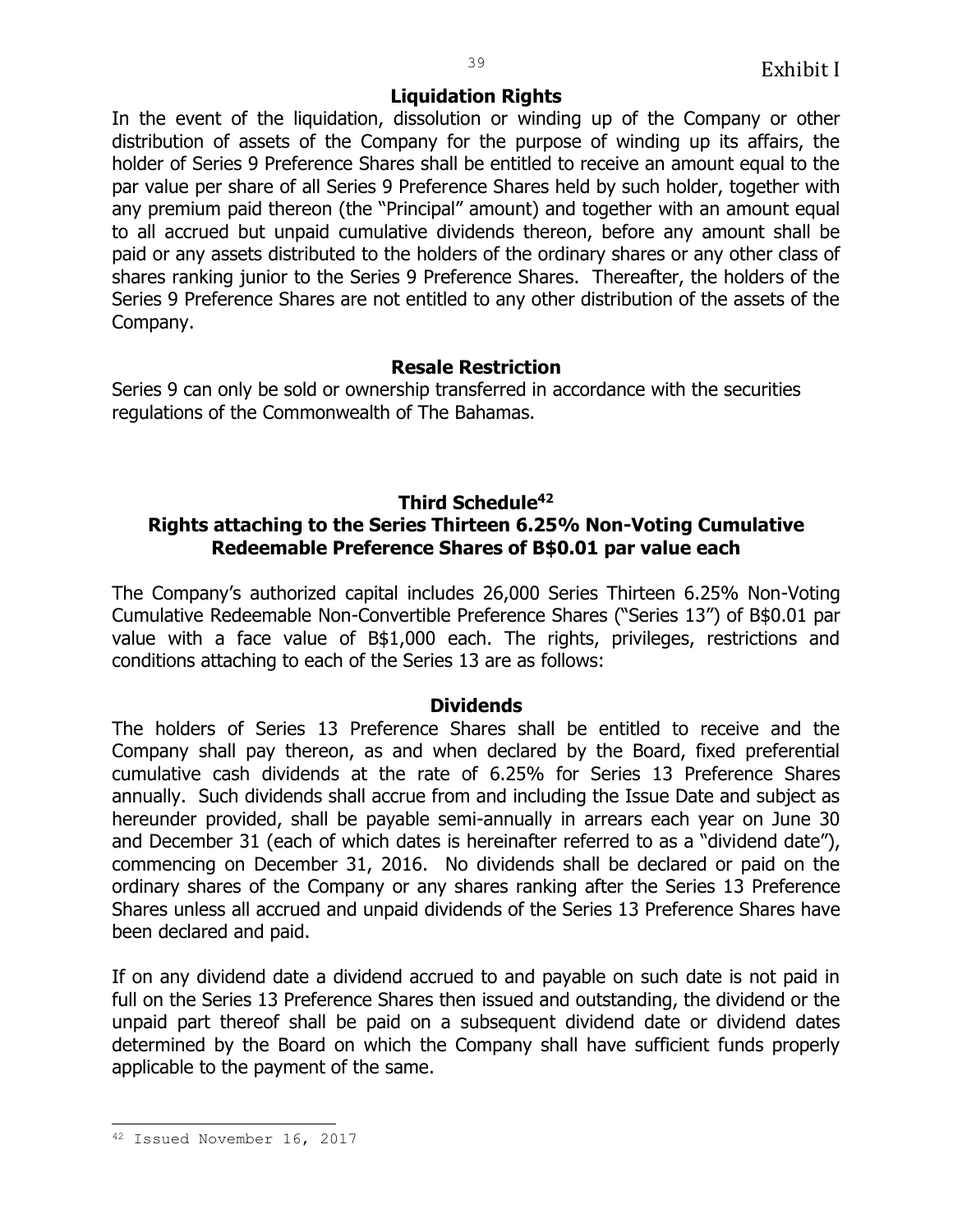### Liquidation Rights

In the event of the liquidation, dissolution or winding up of the Company or other distribution of assets of the Company for the purpose of winding up its affairs, the holder of Series 9 Preference Shares shall be entitled to receive an amount equal to the par value per share of all Series 9 Preference Shares held by such holder, together with any premium paid thereon (the "Principal" amount) and together with an amount equal to all accrued but unpaid cumulative dividends thereon, before any amount shall be paid or any assets distributed to the holders of the ordinary shares or any other class of shares ranking junior to the Series 9 Preference Shares. Thereafter, the holders of the Series 9 Preference Shares are not entitled to any other distribution of the assets of the Company.

### Resale Restriction

Series 9 can only be sold or ownership transferred in accordance with the securities regulations of the Commonwealth of The Bahamas.

## Third Schedule[42]

## Rights attaching to the Series Thirteen 6.25% Non-Voting Cumulative Redeemable Preference Shares of B$0.01 par value each

The Company's authorized capital includes 26,000 Series Thirteen 6.25% Non-Voting Cumulative Redeemable Non-Convertible Preference Shares ("Series 13") of B$0.01 par value with a face value of B$1,000 each. The rights, privileges, restrictions and conditions attaching to each of the Series 13 are as follows:

### Dividends

The holders of Series 13 Preference Shares shall be entitled to receive and the Company shall pay thereon, as and when declared by the Board, fixed preferential cumulative cash dividends at the rate of 6.25% for Series 13 Preference Shares annually. Such dividends shall accrue from and including the Issue Date and subject as hereunder provided, shall be payable semi-annually in arrears each year on June 30 and December 31 (each of which dates is hereinafter referred to as a "dividend date"), commencing on December 31, 2016. No dividends shall be declared or paid on the ordinary shares of the Company or any shares ranking after the Series 13 Preference Shares unless all accrued and unpaid dividends of the Series 13 Preference Shares have been declared and paid.

If on any dividend date a dividend accrued to and payable on such date is not paid in full on the Series 13 Preference Shares then issued and outstanding, the dividend or the unpaid part thereof shall be paid on a subsequent dividend date or dividend dates determined by the Board on which the Company shall have sufficient funds properly applicable to the payment of the same.

---

[42] Issued November 16, 2017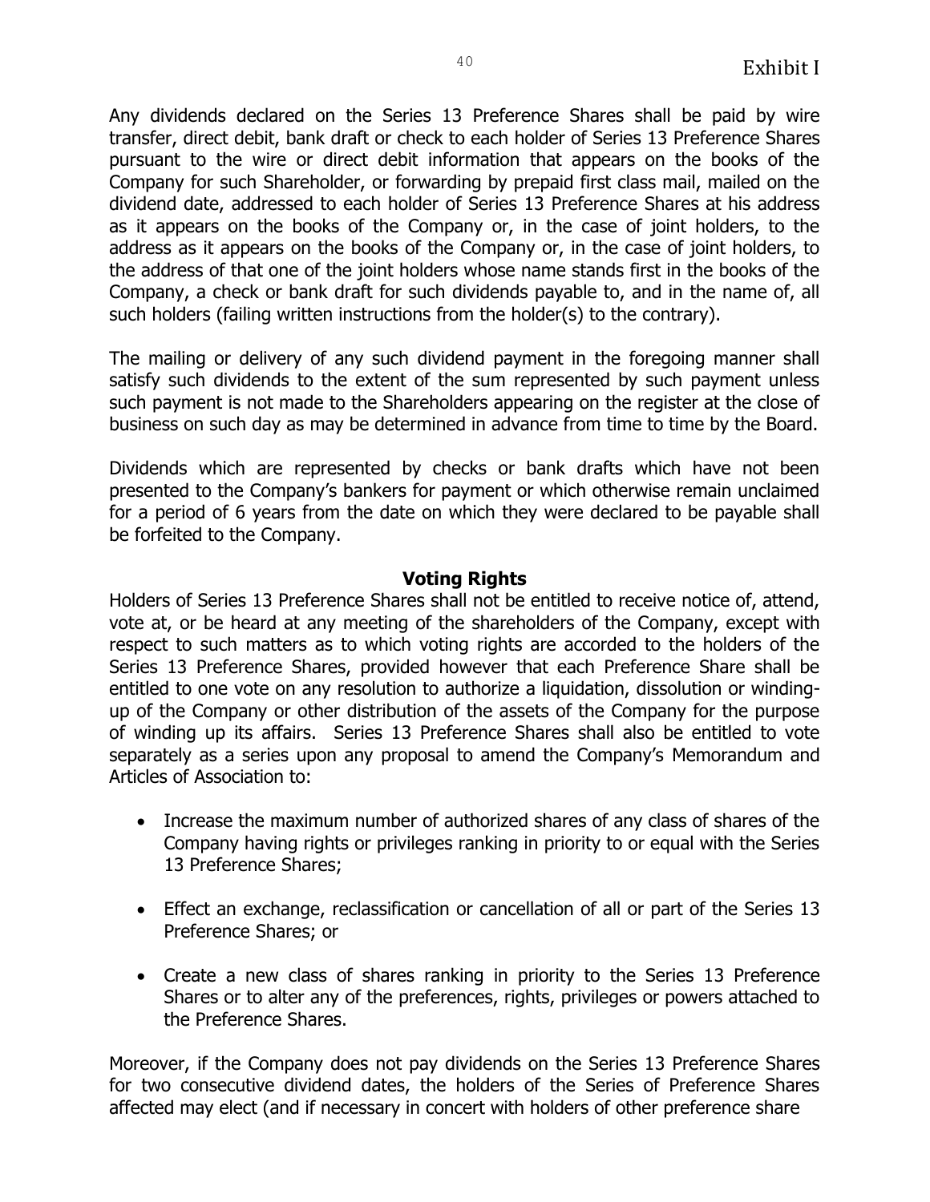Any dividends declared on the Series 13 Preference Shares shall be paid by wire transfer, direct debit, bank draft or check to each holder of Series 13 Preference Shares pursuant to the wire or direct debit information that appears on the books of the Company for such Shareholder, or forwarding by prepaid first class mail, mailed on the dividend date, addressed to each holder of Series 13 Preference Shares at his address as it appears on the books of the Company or, in the case of joint holders, to the address as it appears on the books of the Company or, in the case of joint holders, to the address of that one of the joint holders whose name stands first in the books of the Company, a check or bank draft for such dividends payable to, and in the name of, all such holders (failing written instructions from the holder(s) to the contrary).

The mailing or delivery of any such dividend payment in the foregoing manner shall satisfy such dividends to the extent of the sum represented by such payment unless such payment is not made to the Shareholders appearing on the register at the close of business on such day as may be determined in advance from time to time by the Board.

Dividends which are represented by checks or bank drafts which have not been presented to the Company's bankers for payment or which otherwise remain unclaimed for a period of 6 years from the date on which they were declared to be payable shall be forfeited to the Company.

**Voting Rights**

Holders of Series 13 Preference Shares shall not be entitled to receive notice of, attend, vote at, or be heard at any meeting of the shareholders of the Company, except with respect to such matters as to which voting rights are accorded to the holders of the Series 13 Preference Shares, provided however that each Preference Share shall be entitled to one vote on any resolution to authorize a liquidation, dissolution or winding-up of the Company or other distribution of the assets of the Company for the purpose of winding up its affairs. Series 13 Preference Shares shall also be entitled to vote separately as a series upon any proposal to amend the Company's Memorandum and Articles of Association to:

- Increase the maximum number of authorized shares of any class of shares of the Company having rights or privileges ranking in priority to or equal with the Series 13 Preference Shares;
- Effect an exchange, reclassification or cancellation of all or part of the Series 13 Preference Shares; or
- Create a new class of shares ranking in priority to the Series 13 Preference Shares or to alter any of the preferences, rights, privileges or powers attached to the Preference Shares.

Moreover, if the Company does not pay dividends on the Series 13 Preference Shares for two consecutive dividend dates, the holders of the Series of Preference Shares affected may elect (and if necessary in concert with holders of other preference share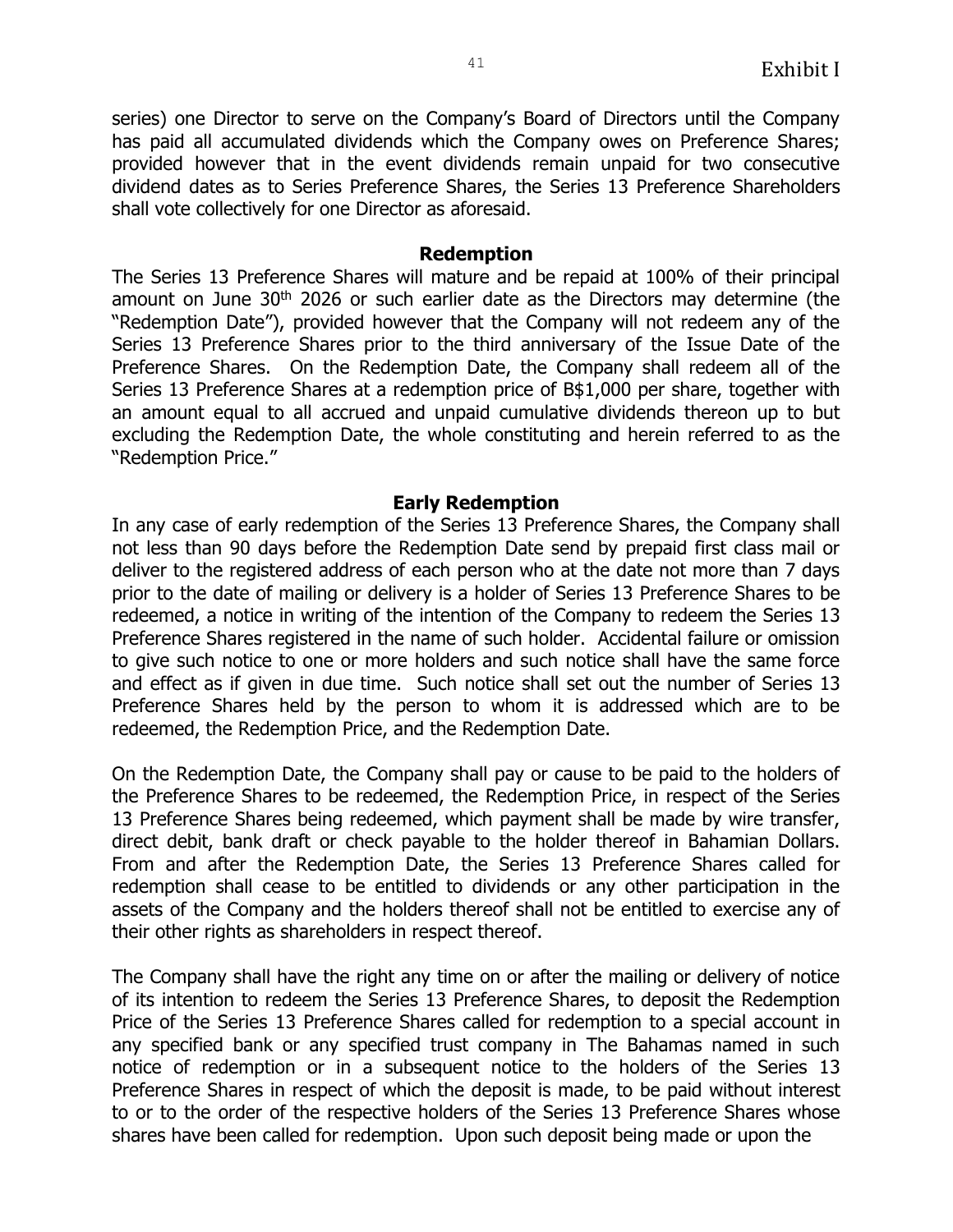series) one Director to serve on the Company's Board of Directors until the Company has paid all accumulated dividends which the Company owes on Preference Shares; provided however that in the event dividends remain unpaid for two consecutive dividend dates as to Series Preference Shares, the Series 13 Preference Shareholders shall vote collectively for one Director as aforesaid.

**Redemption**

The Series 13 Preference Shares will mature and be repaid at 100% of their principal amount on June 30th 2026 or such earlier date as the Directors may determine (the "Redemption Date"), provided however that the Company will not redeem any of the Series 13 Preference Shares prior to the third anniversary of the Issue Date of the Preference Shares. On the Redemption Date, the Company shall redeem all of the Series 13 Preference Shares at a redemption price of B$1,000 per share, together with an amount equal to all accrued and unpaid cumulative dividends thereon up to but excluding the Redemption Date, the whole constituting and herein referred to as the "Redemption Price."

**Early Redemption**

In any case of early redemption of the Series 13 Preference Shares, the Company shall not less than 90 days before the Redemption Date send by prepaid first class mail or deliver to the registered address of each person who at the date not more than 7 days prior to the date of mailing or delivery is a holder of Series 13 Preference Shares to be redeemed, a notice in writing of the intention of the Company to redeem the Series 13 Preference Shares registered in the name of such holder. Accidental failure or omission to give such notice to one or more holders and such notice shall have the same force and effect as if given in due time. Such notice shall set out the number of Series 13 Preference Shares held by the person to whom it is addressed which are to be redeemed, the Redemption Price, and the Redemption Date.

On the Redemption Date, the Company shall pay or cause to be paid to the holders of the Preference Shares to be redeemed, the Redemption Price, in respect of the Series 13 Preference Shares being redeemed, which payment shall be made by wire transfer, direct debit, bank draft or check payable to the holder thereof in Bahamian Dollars. From and after the Redemption Date, the Series 13 Preference Shares called for redemption shall cease to be entitled to dividends or any other participation in the assets of the Company and the holders thereof shall not be entitled to exercise any of their other rights as shareholders in respect thereof.

The Company shall have the right any time on or after the mailing or delivery of notice of its intention to redeem the Series 13 Preference Shares, to deposit the Redemption Price of the Series 13 Preference Shares called for redemption to a special account in any specified bank or any specified trust company in The Bahamas named in such notice of redemption or in a subsequent notice to the holders of the Series 13 Preference Shares in respect of which the deposit is made, to be paid without interest to or to the order of the respective holders of the Series 13 Preference Shares whose shares have been called for redemption. Upon such deposit being made or upon the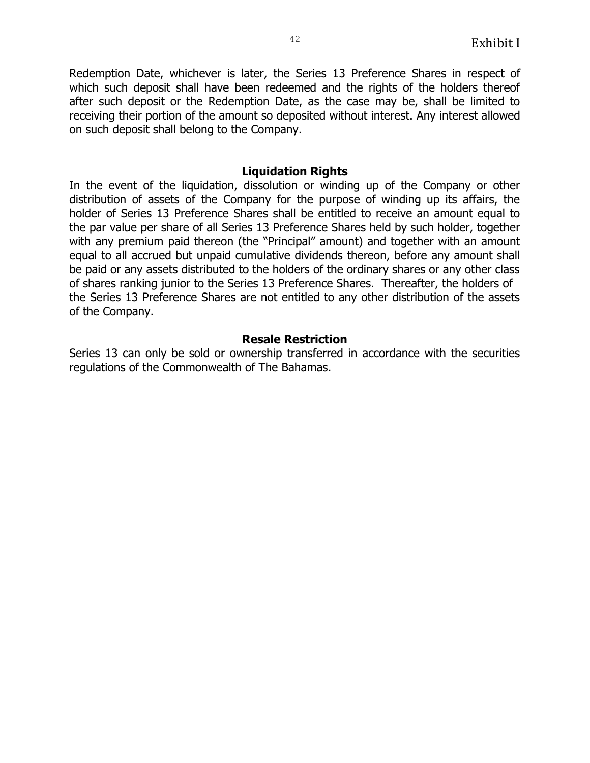Redemption Date, whichever is later, the Series 13 Preference Shares in respect of which such deposit shall have been redeemed and the rights of the holders thereof after such deposit or the Redemption Date, as the case may be, shall be limited to receiving their portion of the amount so deposited without interest. Any interest allowed on such deposit shall belong to the Company.

## Liquidation Rights

In the event of the liquidation, dissolution or winding up of the Company or other distribution of assets of the Company for the purpose of winding up its affairs, the holder of Series 13 Preference Shares shall be entitled to receive an amount equal to the par value per share of all Series 13 Preference Shares held by such holder, together with any premium paid thereon (the "Principal" amount) and together with an amount equal to all accrued but unpaid cumulative dividends thereon, before any amount shall be paid or any assets distributed to the holders of the ordinary shares or any other class of shares ranking junior to the Series 13 Preference Shares. Thereafter, the holders of the Series 13 Preference Shares are not entitled to any other distribution of the assets of the Company.

## Resale Restriction

Series 13 can only be sold or ownership transferred in accordance with the securities regulations of the Commonwealth of The Bahamas.